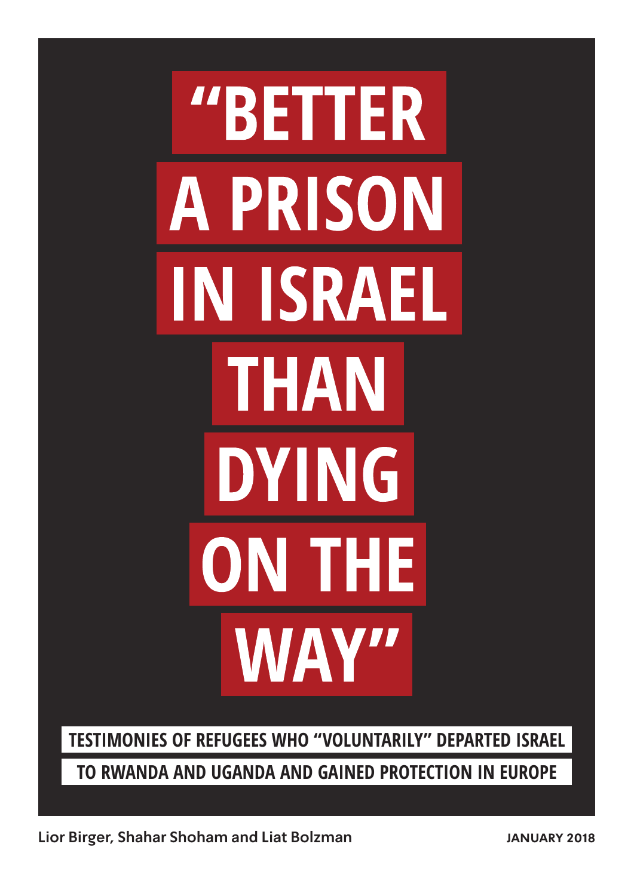# "BETTER A PRISON IN ISRAEL THAN DYING ON THE WAY"

## TESTIMONIES OF REFUGEES WHO "VOLUNTARILY" DEPARTED ISRAEL TO RWANDA AND UGANDA AND GAINED PROTECTION IN EUROPE

Lior Birger, Shahar Shoham and Liat Bolzman

JANUARY 2018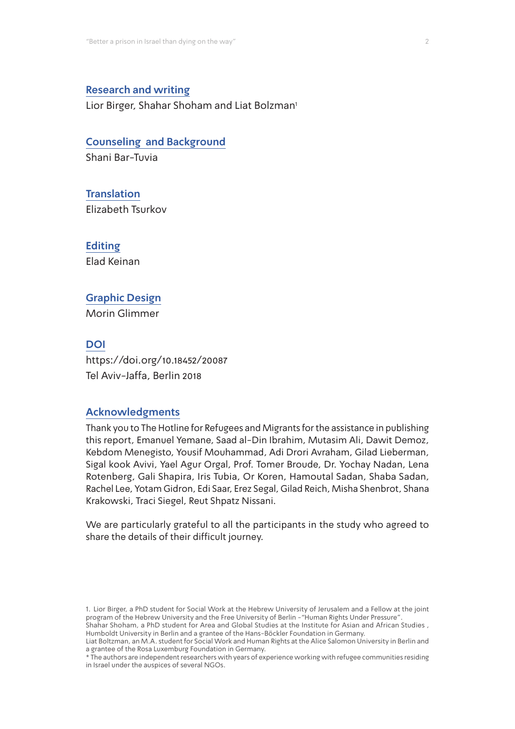## Research and writing

Lior Birger, Shahar Shoham and Liat Bolzman[1]

## Counseling and Background

Shani Bar-Tuvia

## Translation

Elizabeth Tsurkov

## Editing

Elad Keinan

## Graphic Design

Morin Glimmer

## DOI

https://doi.org/10.18452/20087

Tel Aviv-Jaffa, Berlin 2018

## Acknowledgments

Thank you to The Hotline for Refugees and Migrants for the assistance in publishing this report, Emanuel Yemane, Saad al-Din Ibrahim, Mutasim Ali, Dawit Demoz, Kebdom Menegisto, Yousif Mouhammad, Adi Drori Avraham, Gilad Lieberman, Sigal kook Avivi, Yael Agur Orgal, Prof. Tomer Broude, Dr. Yochay Nadan, Lena Rotenberg, Gali Shapira, Iris Tubia, Or Koren, Hamoutal Sadan, Shaba Sadan, Rachel Lee, Yotam Gidron, Edi Saar, Erez Segal, Gilad Reich, Misha Shenbrot, Shana Krakowski, Traci Siegel, Reut Shpatz Nissani.

We are particularly grateful to all the participants in the study who agreed to share the details of their difficult journey.

1. Lior Birger, a PhD student for Social Work at the Hebrew University of Jerusalem and a Fellow at the joint program of the Hebrew University and the Free University of Berlin -"Human Rights Under Pressure".
Shahar Shoham, a PhD student for Area and Global Studies at the Institute for Asian and African Studies , Humboldt University in Berlin and a grantee of the Hans-Böckler Foundation in Germany.
Liat Boltzman, an M.A. student for Social Work and Human Rights at the Alice Salomon University in Berlin and a grantee of the Rosa Luxemburg Foundation in Germany.
* The authors are independent researchers with years of experience working with refugee communities residing in Israel under the auspices of several NGOs.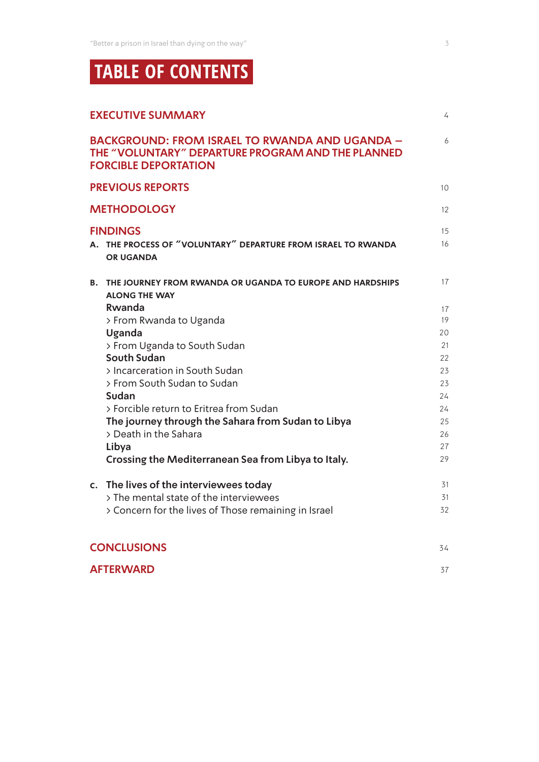# TABLE OF CONTENTS

| | |
|---|---|
| **EXECUTIVE SUMMARY** | 4 |
| **BACKGROUND: FROM ISRAEL TO RWANDA AND UGANDA – THE "VOLUNTARY" DEPARTURE PROGRAM AND THE PLANNED FORCIBLE DEPORTATION** | 6 |
| **PREVIOUS REPORTS** | 10 |
| **METHODOLOGY** | 12 |
| **FINDINGS** | 15 |
| A. THE PROCESS OF "VOLUNTARY" DEPARTURE FROM ISRAEL TO RWANDA OR UGANDA | 16 |
| B. THE JOURNEY FROM RWANDA OR UGANDA TO EUROPE AND HARDSHIPS ALONG THE WAY | 17 |
| **Rwanda** | 17 |
| > From Rwanda to Uganda | 19 |
| **Uganda** | 20 |
| > From Uganda to South Sudan | 21 |
| **South Sudan** | 22 |
| > Incarceration in South Sudan | 23 |
| > From South Sudan to Sudan | 23 |
| **Sudan** | 24 |
| > Forcible return to Eritrea from Sudan | 24 |
| **The journey through the Sahara from Sudan to Libya** | 25 |
| > Death in the Sahara | 26 |
| **Libya** | 27 |
| **Crossing the Mediterranean Sea from Libya to Italy.** | 29 |
| c. **The lives of the interviewees today** | 31 |
| > The mental state of the interviewees | 31 |
| > Concern for the lives of Those remaining in Israel | 32 |
| **CONCLUSIONS** | 34 |
| **AFTERWARD** | 37 |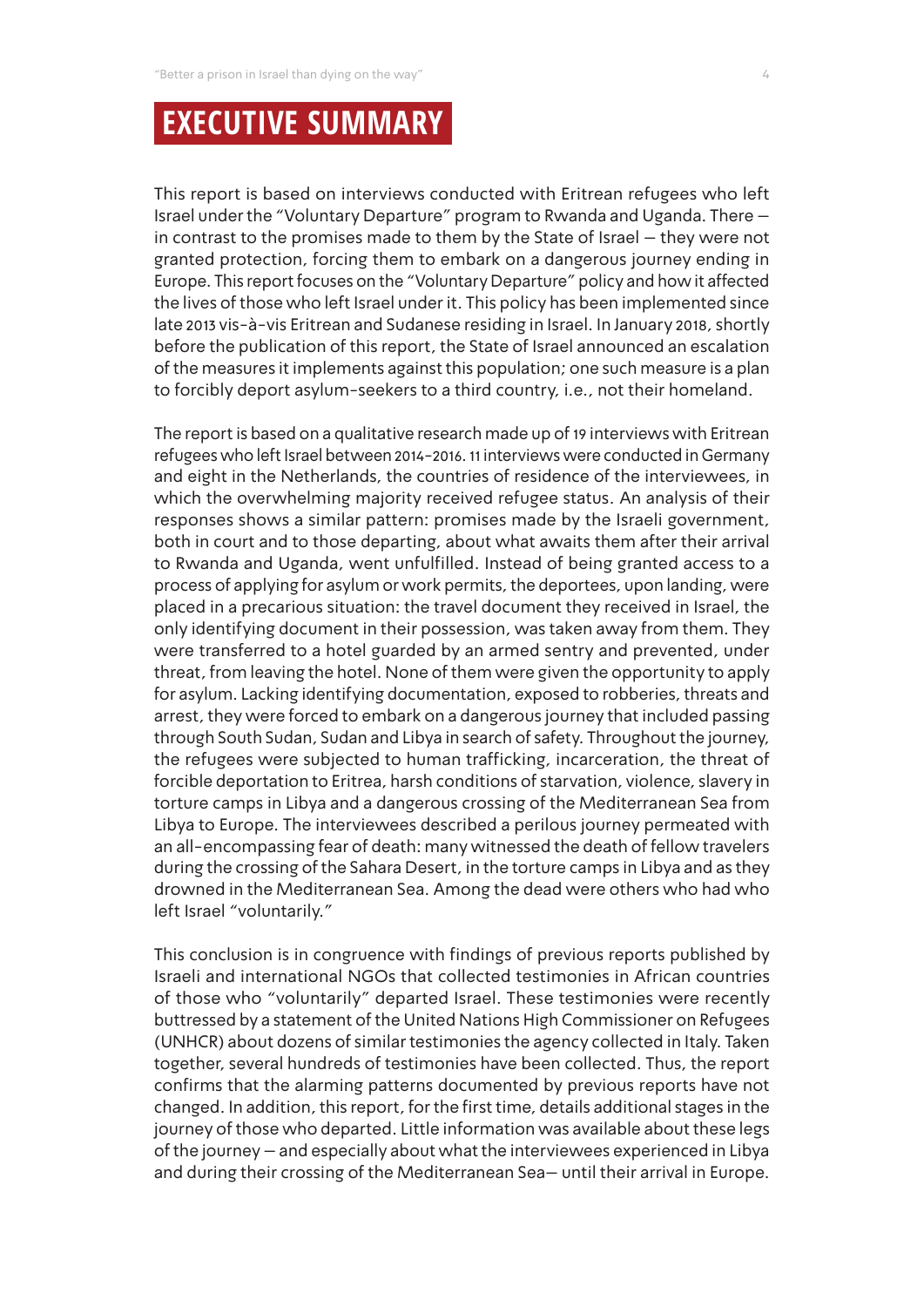# EXECUTIVE SUMMARY

This report is based on interviews conducted with Eritrean refugees who left Israel under the "Voluntary Departure" program to Rwanda and Uganda. There — in contrast to the promises made to them by the State of Israel — they were not granted protection, forcing them to embark on a dangerous journey ending in Europe. This report focuses on the "Voluntary Departure" policy and how it affected the lives of those who left Israel under it. This policy has been implemented since late 2013 vis-à-vis Eritrean and Sudanese residing in Israel. In January 2018, shortly before the publication of this report, the State of Israel announced an escalation of the measures it implements against this population; one such measure is a plan to forcibly deport asylum-seekers to a third country, i.e., not their homeland.

The report is based on a qualitative research made up of 19 interviews with Eritrean refugees who left Israel between 2014-2016. 11 interviews were conducted in Germany and eight in the Netherlands, the countries of residence of the interviewees, in which the overwhelming majority received refugee status. An analysis of their responses shows a similar pattern: promises made by the Israeli government, both in court and to those departing, about what awaits them after their arrival to Rwanda and Uganda, went unfulfilled. Instead of being granted access to a process of applying for asylum or work permits, the deportees, upon landing, were placed in a precarious situation: the travel document they received in Israel, the only identifying document in their possession, was taken away from them. They were transferred to a hotel guarded by an armed sentry and prevented, under threat, from leaving the hotel. None of them were given the opportunity to apply for asylum. Lacking identifying documentation, exposed to robberies, threats and arrest, they were forced to embark on a dangerous journey that included passing through South Sudan, Sudan and Libya in search of safety. Throughout the journey, the refugees were subjected to human trafficking, incarceration, the threat of forcible deportation to Eritrea, harsh conditions of starvation, violence, slavery in torture camps in Libya and a dangerous crossing of the Mediterranean Sea from Libya to Europe. The interviewees described a perilous journey permeated with an all-encompassing fear of death: many witnessed the death of fellow travelers during the crossing of the Sahara Desert, in the torture camps in Libya and as they drowned in the Mediterranean Sea. Among the dead were others who had who left Israel "voluntarily."

This conclusion is in congruence with findings of previous reports published by Israeli and international NGOs that collected testimonies in African countries of those who "voluntarily" departed Israel. These testimonies were recently buttressed by a statement of the United Nations High Commissioner on Refugees (UNHCR) about dozens of similar testimonies the agency collected in Italy. Taken together, several hundreds of testimonies have been collected. Thus, the report confirms that the alarming patterns documented by previous reports have not changed. In addition, this report, for the first time, details additional stages in the journey of those who departed. Little information was available about these legs of the journey — and especially about what the interviewees experienced in Libya and during their crossing of the Mediterranean Sea— until their arrival in Europe.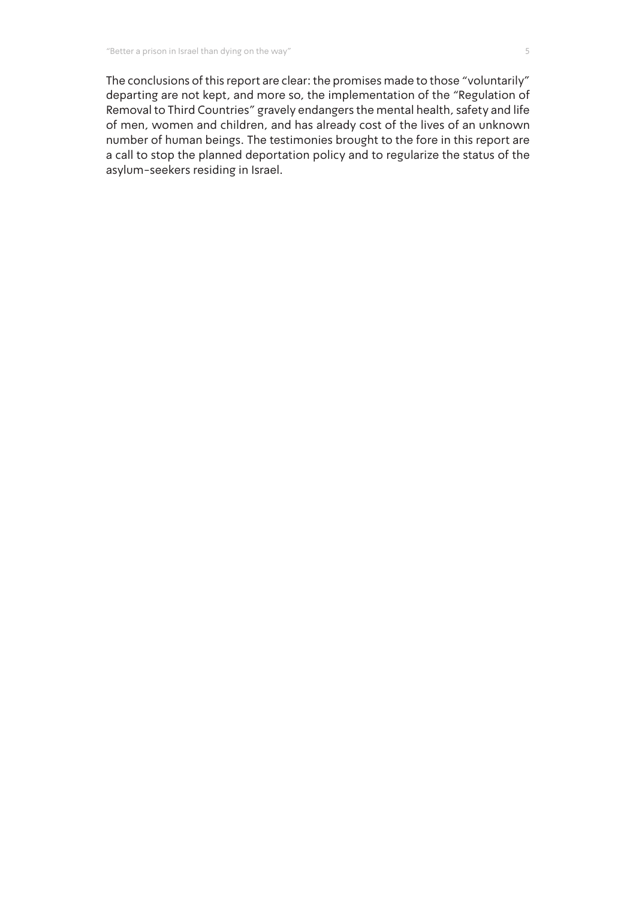The conclusions of this report are clear: the promises made to those "voluntarily" departing are not kept, and more so, the implementation of the "Regulation of Removal to Third Countries" gravely endangers the mental health, safety and life of men, women and children, and has already cost of the lives of an unknown number of human beings. The testimonies brought to the fore in this report are a call to stop the planned deportation policy and to regularize the status of the asylum-seekers residing in Israel.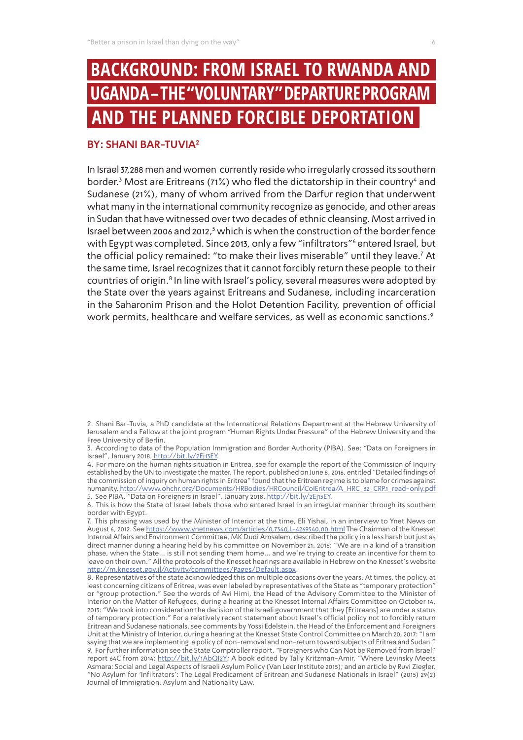# BACKGROUND: FROM ISRAEL TO RWANDA AND UGANDA – THE "VOLUNTARY" DEPARTURE PROGRAM AND THE PLANNED FORCIBLE DEPORTATION

## BY: SHANI BAR-TUVIA[2]

In Israel 37,288 men and women currently reside who irregularly crossed its southern border.[3] Most are Eritreans (71%) who fled the dictatorship in their country[4] and Sudanese (21%), many of whom arrived from the Darfur region that underwent what many in the international community recognize as genocide, and other areas in Sudan that have witnessed over two decades of ethnic cleansing. Most arrived in Israel between 2006 and 2012,[5] which is when the construction of the border fence with Egypt was completed. Since 2013, only a few "infiltrators"[6] entered Israel, but the official policy remained: "to make their lives miserable" until they leave.[7] At the same time, Israel recognizes that it cannot forcibly return these people to their countries of origin.[8] In line with Israel's policy, several measures were adopted by the State over the years against Eritreans and Sudanese, including incarceration in the Saharonim Prison and the Holot Detention Facility, prevention of official work permits, healthcare and welfare services, as well as economic sanctions.[9]

---

2. Shani Bar-Tuvia, a PhD candidate at the International Relations Department at the Hebrew University of Jerusalem and a Fellow at the joint program "Human Rights Under Pressure" of the Hebrew University and the Free University of Berlin.

3. According to data of the Population Immigration and Border Authority (PIBA). See: "Data on Foreigners in Israel", January 2018. http://bit.ly/2Ej13EY.

4. For more on the human rights situation in Eritrea, see for example the report of the Commission of Inquiry established by the UN to investigate the matter. The report, published on June 8, 2016, entitled "Detailed findings of the commission of inquiry on human rights in Eritrea" found that the Eritrean regime is to blame for crimes against humanity. http://www.ohchr.org/Documents/HRBodies/HRCouncil/CoIEritrea/A_HRC_32_CRP.1_read-only.pdf

5. See PIBA, "Data on Foreigners in Israel", January 2018. http://bit.ly/2Ej13EY.

6. This is how the State of Israel labels those who entered Israel in an irregular manner through its southern border with Egypt.

7. This phrasing was used by the Minister of Interior at the time, Eli Yishai, in an interview to Ynet News on August 6, 2012. See https://www.ynetnews.com/articles/0,7340,L-4269540,00.html The Chairman of the Knesset Internal Affairs and Environment Committee, MK Dudi Amsalem, described the policy in a less harsh but just as direct manner during a hearing held by his committee on November 21, 2016: "We are in a kind of a transition phase, when the State... is still not sending them home... and we're trying to create an incentive for them to leave on their own." All the protocols of the Knesset hearings are available in Hebrew on the Knesset's website http://m.knesset.gov.il/Activity/committees/Pages/Default.aspx.

8. Representatives of the state acknowledged this on multiple occasions over the years. At times, the policy, at least concerning citizens of Eritrea, was even labeled by representatives of the State as "temporary protection" or "group protection." See the words of Avi Himi, the Head of the Advisory Committee to the Minister of Interior on the Matter of Refugees, during a hearing at the Knesset Internal Affairs Committee on October 14, 2013: "We took into consideration the decision of the Israeli government that they [Eritreans] are under a status of temporary protection." For a relatively recent statement about Israel's official policy not to forcibly return Eritrean and Sudanese nationals, see comments by Yossi Edelstein, the Head of the Enforcement and Foreigners Unit at the Ministry of Interior, during a hearing at the Knesset State Control Committee on March 20, 2017: "I am saying that we are implementing a policy of non-removal and non-return toward subjects of Eritrea and Sudan."

9. For further information see the State Comptroller report, "Foreigners who Can Not be Removed from Israel" report 64C from 2014: http://bit.ly/1AbQI2Y; A book edited by Tally Kritzman-Amir, "Where Levinsky Meets Asmara: Social and Legal Aspects of Israeli Asylum Policy (Van Leer Institute 2015); and an article by Ruvi Ziegler, "No Asylum for 'Infiltrators': The Legal Predicament of Eritrean and Sudanese Nationals in Israel" (2015) 29(2) Journal of Immigration, Asylum and Nationality Law.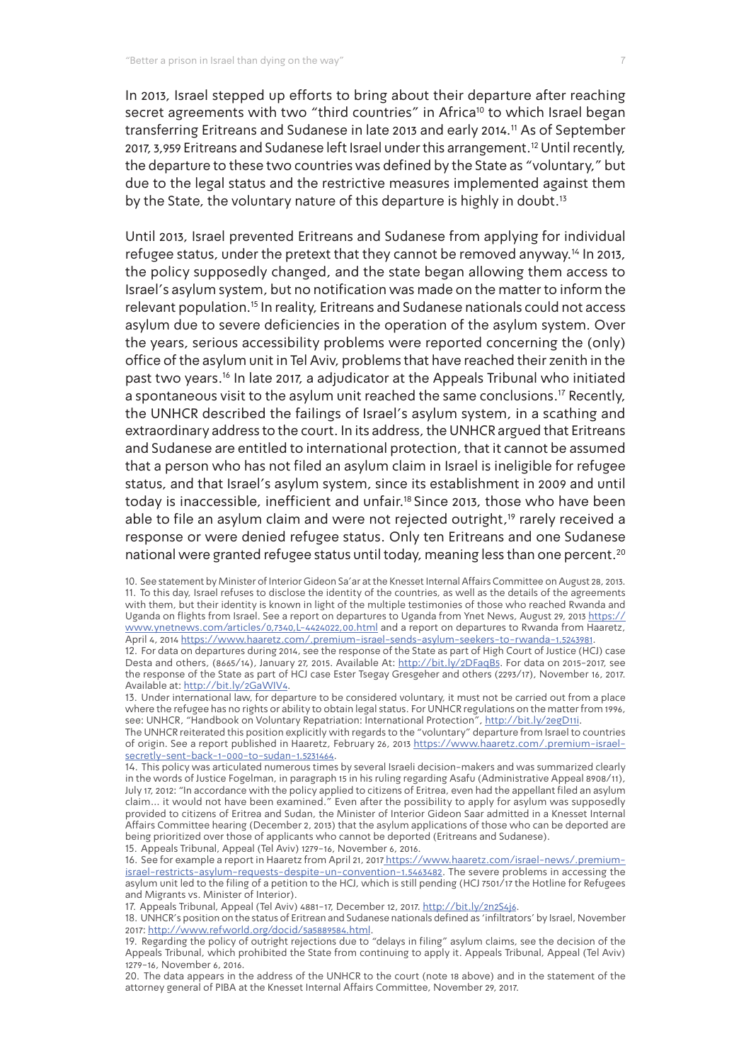In 2013, Israel stepped up efforts to bring about their departure after reaching secret agreements with two "third countries" in Africa[10] to which Israel began transferring Eritreans and Sudanese in late 2013 and early 2014.[11] As of September 2017, 3,959 Eritreans and Sudanese left Israel under this arrangement.[12] Until recently, the departure to these two countries was defined by the State as "voluntary," but due to the legal status and the restrictive measures implemented against them by the State, the voluntary nature of this departure is highly in doubt.[13]

Until 2013, Israel prevented Eritreans and Sudanese from applying for individual refugee status, under the pretext that they cannot be removed anyway.[14] In 2013, the policy supposedly changed, and the state began allowing them access to Israel's asylum system, but no notification was made on the matter to inform the relevant population.[15] In reality, Eritreans and Sudanese nationals could not access asylum due to severe deficiencies in the operation of the asylum system. Over the years, serious accessibility problems were reported concerning the (only) office of the asylum unit in Tel Aviv, problems that have reached their zenith in the past two years.[16] In late 2017, a adjudicator at the Appeals Tribunal who initiated a spontaneous visit to the asylum unit reached the same conclusions.[17] Recently, the UNHCR described the failings of Israel's asylum system, in a scathing and extraordinary address to the court. In its address, the UNHCR argued that Eritreans and Sudanese are entitled to international protection, that it cannot be assumed that a person who has not filed an asylum claim in Israel is ineligible for refugee status, and that Israel's asylum system, since its establishment in 2009 and until today is inaccessible, inefficient and unfair.[18] Since 2013, those who have been able to file an asylum claim and were not rejected outright,[19] rarely received a response or were denied refugee status. Only ten Eritreans and one Sudanese national were granted refugee status until today, meaning less than one percent.[20]

10. See statement by Minister of Interior Gideon Sa'ar at the Knesset Internal Affairs Committee on August 28, 2013.

11. To this day, Israel refuses to disclose the identity of the countries, as well as the details of the agreements with them, but their identity is known in light of the multiple testimonies of those who reached Rwanda and Uganda on flights from Israel. See a report on departures to Uganda from Ynet News, August 29, 2013 https://www.ynetnews.com/articles/0,7340,L-4424022,00.html and a report on departures to Rwanda from Haaretz, April 4, 2014 https://www.haaretz.com/.premium-israel-sends-asylum-seekers-to-rwanda-1.5243981.

12. For data on departures during 2014, see the response of the State as part of High Court of Justice (HCJ) case Desta and others, (8665/14), January 27, 2015. Available At: http://bit.ly/2DFaqB5. For data on 2015-2017, see the response of the State as part of HCJ case Ester Tsegay Gresgeher and others (2293/17), November 16, 2017. Available at: http://bit.ly/2GaWIV4.

13. Under international law, for departure to be considered voluntary, it must not be carried out from a place where the refugee has no rights or ability to obtain legal status. For UNHCR regulations on the matter from 1996, see: UNHCR, "Handbook on Voluntary Repatriation: International Protection", http://bit.ly/2egD11i.
The UNHCR reiterated this position explicitly with regards to the "voluntary" departure from Israel to countries of origin. See a report published in Haaretz, February 26, 2013 https://www.haaretz.com/.premium-israel-secretly-sent-back-1-000-to-sudan-1.5231464.

14. This policy was articulated numerous times by several Israeli decision-makers and was summarized clearly in the words of Justice Fogelman, in paragraph 15 in his ruling regarding Asafu (Administrative Appeal 8908/11), July 17, 2012: "In accordance with the policy applied to citizens of Eritrea, even had the appellant filed an asylum claim… it would not have been examined." Even after the possibility to apply for asylum was supposedly provided to citizens of Eritrea and Sudan, the Minister of Interior Gideon Saar admitted in a Knesset Internal Affairs Committee hearing (December 2, 2013) that the asylum applications of those who can be deported are being prioritized over those of applicants who cannot be deported (Eritreans and Sudanese).

15. Appeals Tribunal, Appeal (Tel Aviv) 1279-16, November 6, 2016.

16. See for example a report in Haaretz from April 21, 2017 https://www.haaretz.com/israel-news/.premium-israel-restricts-asylum-requests-despite-un-convention-1.5463482. The severe problems in accessing the asylum unit led to the filing of a petition to the HCJ, which is still pending (HCJ 7501/17 the Hotline for Refugees and Migrants vs. Minister of Interior).

17. Appeals Tribunal, Appeal (Tel Aviv) 4881-17, December 12, 2017. http://bit.ly/2n2S4j6.

18. UNHCR's position on the status of Eritrean and Sudanese nationals defined as 'infiltrators' by Israel, November 2017: http://www.refworld.org/docid/5a5889584.html.

19. Regarding the policy of outright rejections due to "delays in filing" asylum claims, see the decision of the Appeals Tribunal, which prohibited the State from continuing to apply it. Appeals Tribunal, Appeal (Tel Aviv) 1279-16, November 6, 2016.

20. The data appears in the address of the UNHCR to the court (note 18 above) and in the statement of the attorney general of PIBA at the Knesset Internal Affairs Committee, November 29, 2017.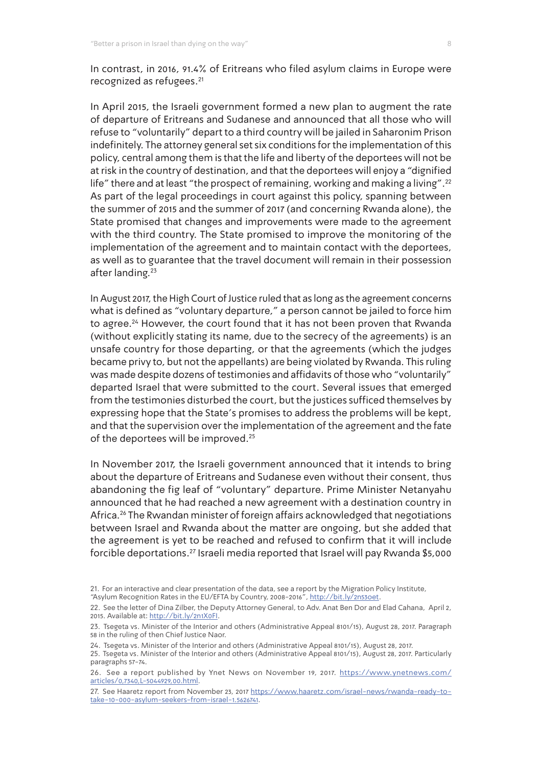In contrast, in 2016, 91.4% of Eritreans who filed asylum claims in Europe were recognized as refugees.[21]

In April 2015, the Israeli government formed a new plan to augment the rate of departure of Eritreans and Sudanese and announced that all those who will refuse to "voluntarily" depart to a third country will be jailed in Saharonim Prison indefinitely. The attorney general set six conditions for the implementation of this policy, central among them is that the life and liberty of the deportees will not be at risk in the country of destination, and that the deportees will enjoy a "dignified life" there and at least "the prospect of remaining, working and making a living".[22] As part of the legal proceedings in court against this policy, spanning between the summer of 2015 and the summer of 2017 (and concerning Rwanda alone), the State promised that changes and improvements were made to the agreement with the third country. The State promised to improve the monitoring of the implementation of the agreement and to maintain contact with the deportees, as well as to guarantee that the travel document will remain in their possession after landing.[23]

In August 2017, the High Court of Justice ruled that as long as the agreement concerns what is defined as "voluntary departure," a person cannot be jailed to force him to agree.[24] However, the court found that it has not been proven that Rwanda (without explicitly stating its name, due to the secrecy of the agreements) is an unsafe country for those departing, or that the agreements (which the judges became privy to, but not the appellants) are being violated by Rwanda. This ruling was made despite dozens of testimonies and affidavits of those who "voluntarily" departed Israel that were submitted to the court. Several issues that emerged from the testimonies disturbed the court, but the justices sufficed themselves by expressing hope that the State's promises to address the problems will be kept, and that the supervision over the implementation of the agreement and the fate of the deportees will be improved.[25]

In November 2017, the Israeli government announced that it intends to bring about the departure of Eritreans and Sudanese even without their consent, thus abandoning the fig leaf of "voluntary" departure. Prime Minister Netanyahu announced that he had reached a new agreement with a destination country in Africa.[26] The Rwandan minister of foreign affairs acknowledged that negotiations between Israel and Rwanda about the matter are ongoing, but she added that the agreement is yet to be reached and refused to confirm that it will include forcible deportations.[27] Israeli media reported that Israel will pay Rwanda $5,000

---

21. For an interactive and clear presentation of the data, see a report by the Migration Policy Institute, "Asylum Recognition Rates in the EU/EFTA by Country, 2008-2016", http://bit.ly/2n53oet.

22. See the letter of Dina Zilber, the Deputy Attorney General, to Adv. Anat Ben Dor and Elad Cahana, April 2, 2015. Available at: http://bit.ly/2n1X0FI.

23. Tsegeta vs. Minister of the Interior and others (Administrative Appeal 8101/15), August 28, 2017. Paragraph 58 in the ruling of then Chief Justice Naor.

24. Tsegeta vs. Minister of the Interior and others (Administrative Appeal 8101/15), August 28, 2017.

25. Tsegeta vs. Minister of the Interior and others (Administrative Appeal 8101/15), August 28, 2017. Particularly paragraphs 57-74.

26. See a report published by Ynet News on November 19, 2017. https://www.ynetnews.com/articles/0,7340,L-5044929,00.html.

27. See Haaretz report from November 23, 2017 https://www.haaretz.com/israel-news/rwanda-ready-to-take-10-000-asylum-seekers-from-israel-1.5626741.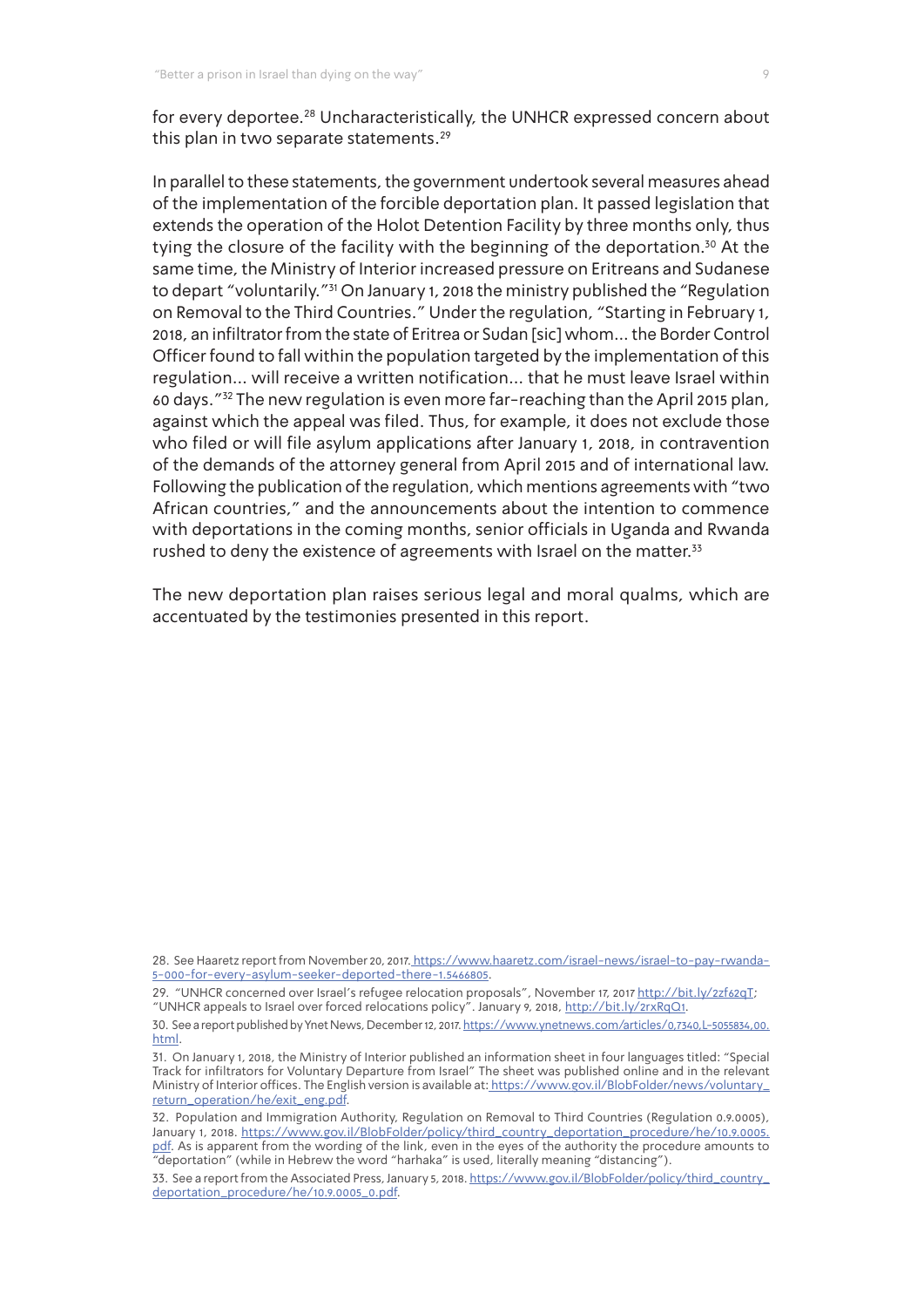for every deportee.[28] Uncharacteristically, the UNHCR expressed concern about this plan in two separate statements.[29]

In parallel to these statements, the government undertook several measures ahead of the implementation of the forcible deportation plan. It passed legislation that extends the operation of the Holot Detention Facility by three months only, thus tying the closure of the facility with the beginning of the deportation.[30] At the same time, the Ministry of Interior increased pressure on Eritreans and Sudanese to depart "voluntarily."[31] On January 1, 2018 the ministry published the "Regulation on Removal to the Third Countries." Under the regulation, "Starting in February 1, 2018, an infiltrator from the state of Eritrea or Sudan [sic] whom... the Border Control Officer found to fall within the population targeted by the implementation of this regulation... will receive a written notification... that he must leave Israel within 60 days."[32] The new regulation is even more far-reaching than the April 2015 plan, against which the appeal was filed. Thus, for example, it does not exclude those who filed or will file asylum applications after January 1, 2018, in contravention of the demands of the attorney general from April 2015 and of international law. Following the publication of the regulation, which mentions agreements with "two African countries," and the announcements about the intention to commence with deportations in the coming months, senior officials in Uganda and Rwanda rushed to deny the existence of agreements with Israel on the matter.[33]

The new deportation plan raises serious legal and moral qualms, which are accentuated by the testimonies presented in this report.

28. See Haaretz report from November 20, 2017. https://www.haaretz.com/israel-news/israel-to-pay-rwanda-5-000-for-every-asylum-seeker-deported-there-1.5466805.

29. "UNHCR concerned over Israel's refugee relocation proposals", November 17, 2017 http://bit.ly/2zf62qT; "UNHCR appeals to Israel over forced relocations policy". January 9, 2018, http://bit.ly/2rxRqQ1.

30. See a report published by Ynet News, December 12, 2017. https://www.ynetnews.com/articles/0,7340,L-5055834,00.html.

31. On January 1, 2018, the Ministry of Interior published an information sheet in four languages titled: "Special Track for infiltrators for Voluntary Departure from Israel" The sheet was published online and in the relevant Ministry of Interior offices. The English version is available at: https://www.gov.il/BlobFolder/news/voluntary_return_operation/he/exit_eng.pdf.

32. Population and Immigration Authority, Regulation on Removal to Third Countries (Regulation 0.9.0005), January 1, 2018. https://www.gov.il/BlobFolder/policy/third_country_deportation_procedure/he/10.9.0005.pdf. As is apparent from the wording of the link, even in the eyes of the authority the procedure amounts to "deportation" (while in Hebrew the word "harhaka" is used, literally meaning "distancing").

33. See a report from the Associated Press, January 5, 2018. https://www.gov.il/BlobFolder/policy/third_country_deportation_procedure/he/10.9.0005_0.pdf.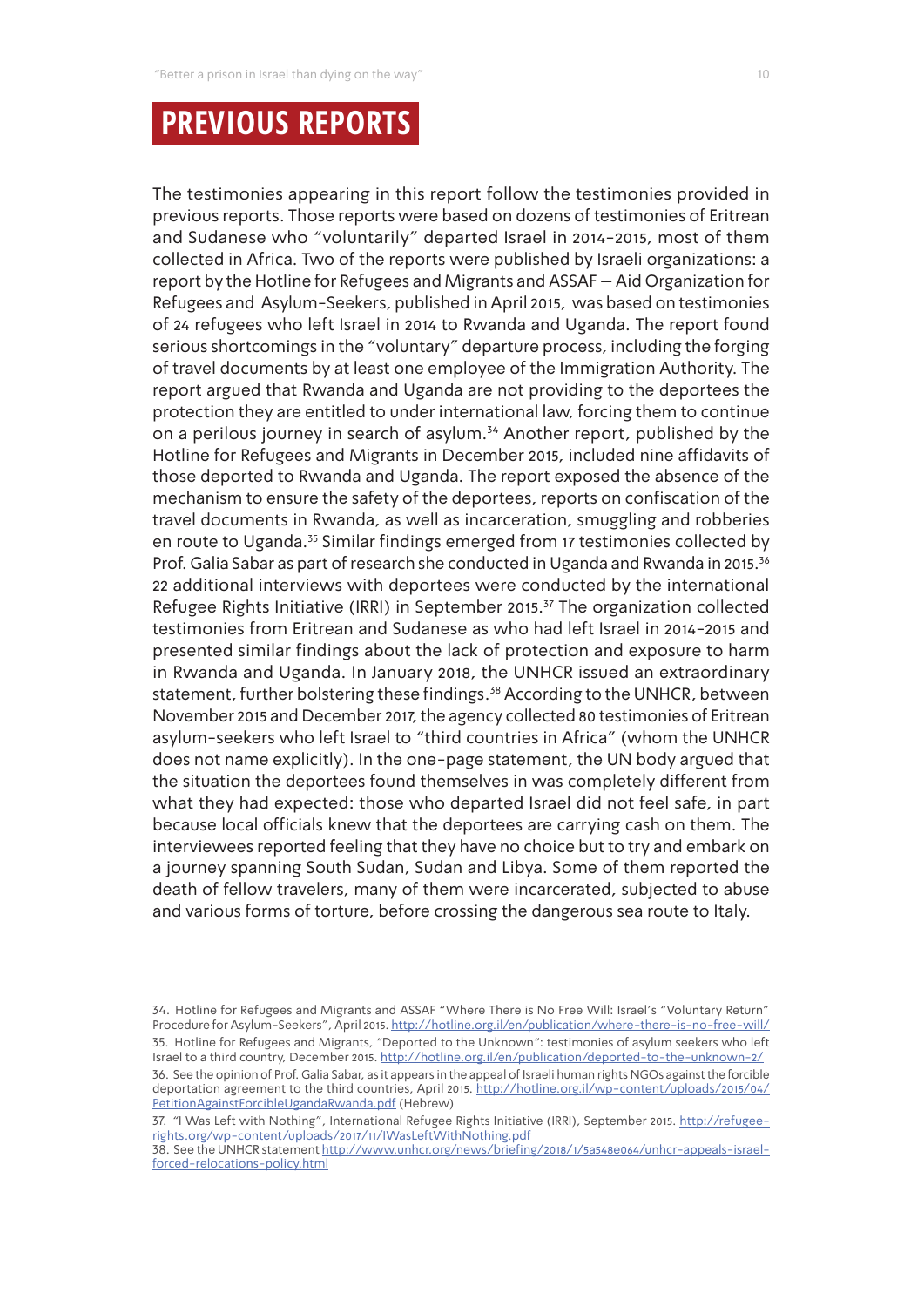# PREVIOUS REPORTS

The testimonies appearing in this report follow the testimonies provided in previous reports. Those reports were based on dozens of testimonies of Eritrean and Sudanese who "voluntarily" departed Israel in 2014-2015, most of them collected in Africa. Two of the reports were published by Israeli organizations: a report by the Hotline for Refugees and Migrants and ASSAF – Aid Organization for Refugees and Asylum-Seekers, published in April 2015, was based on testimonies of 24 refugees who left Israel in 2014 to Rwanda and Uganda. The report found serious shortcomings in the "voluntary" departure process, including the forging of travel documents by at least one employee of the Immigration Authority. The report argued that Rwanda and Uganda are not providing to the deportees the protection they are entitled to under international law, forcing them to continue on a perilous journey in search of asylum.[34] Another report, published by the Hotline for Refugees and Migrants in December 2015, included nine affidavits of those deported to Rwanda and Uganda. The report exposed the absence of the mechanism to ensure the safety of the deportees, reports on confiscation of the travel documents in Rwanda, as well as incarceration, smuggling and robberies en route to Uganda.[35] Similar findings emerged from 17 testimonies collected by Prof. Galia Sabar as part of research she conducted in Uganda and Rwanda in 2015.[36] 22 additional interviews with deportees were conducted by the international Refugee Rights Initiative (IRRI) in September 2015.[37] The organization collected testimonies from Eritrean and Sudanese as who had left Israel in 2014-2015 and presented similar findings about the lack of protection and exposure to harm in Rwanda and Uganda. In January 2018, the UNHCR issued an extraordinary statement, further bolstering these findings.[38] According to the UNHCR, between November 2015 and December 2017, the agency collected 80 testimonies of Eritrean asylum-seekers who left Israel to "third countries in Africa" (whom the UNHCR does not name explicitly). In the one-page statement, the UN body argued that the situation the deportees found themselves in was completely different from what they had expected: those who departed Israel did not feel safe, in part because local officials knew that the deportees are carrying cash on them. The interviewees reported feeling that they have no choice but to try and embark on a journey spanning South Sudan, Sudan and Libya. Some of them reported the death of fellow travelers, many of them were incarcerated, subjected to abuse and various forms of torture, before crossing the dangerous sea route to Italy.

34. Hotline for Refugees and Migrants and ASSAF "Where There is No Free Will: Israel's "Voluntary Return" Procedure for Asylum-Seekers", April 2015. http://hotline.org.il/en/publication/where-there-is-no-free-will/

35. Hotline for Refugees and Migrants, "Deported to the Unknown": testimonies of asylum seekers who left Israel to a third country, December 2015. http://hotline.org.il/en/publication/deported-to-the-unknown-2/

36. See the opinion of Prof. Galia Sabar, as it appears in the appeal of Israeli human rights NGOs against the forcible deportation agreement to the third countries, April 2015. http://hotline.org.il/wp-content/uploads/2015/04/PetitionAgainstForcibleUgandaRwanda.pdf (Hebrew)

37. "I Was Left with Nothing", International Refugee Rights Initiative (IRRI), September 2015. http://refugee-rights.org/wp-content/uploads/2017/11/IWasLeftWithNothing.pdf

38. See the UNHCR statement http://www.unhcr.org/news/briefing/2018/1/5a548e064/unhcr-appeals-israel-forced-relocations-policy.html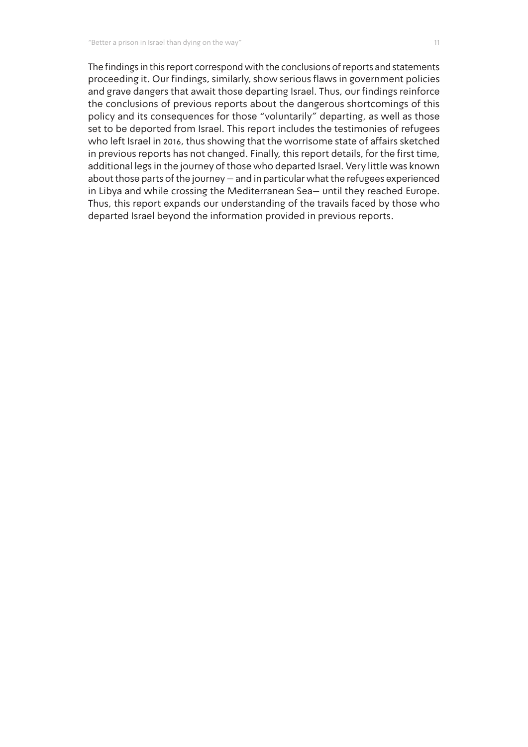The findings in this report correspond with the conclusions of reports and statements proceeding it. Our findings, similarly, show serious flaws in government policies and grave dangers that await those departing Israel. Thus, our findings reinforce the conclusions of previous reports about the dangerous shortcomings of this policy and its consequences for those "voluntarily" departing, as well as those set to be deported from Israel. This report includes the testimonies of refugees who left Israel in 2016, thus showing that the worrisome state of affairs sketched in previous reports has not changed. Finally, this report details, for the first time, additional legs in the journey of those who departed Israel. Very little was known about those parts of the journey – and in particular what the refugees experienced in Libya and while crossing the Mediterranean Sea– until they reached Europe. Thus, this report expands our understanding of the travails faced by those who departed Israel beyond the information provided in previous reports.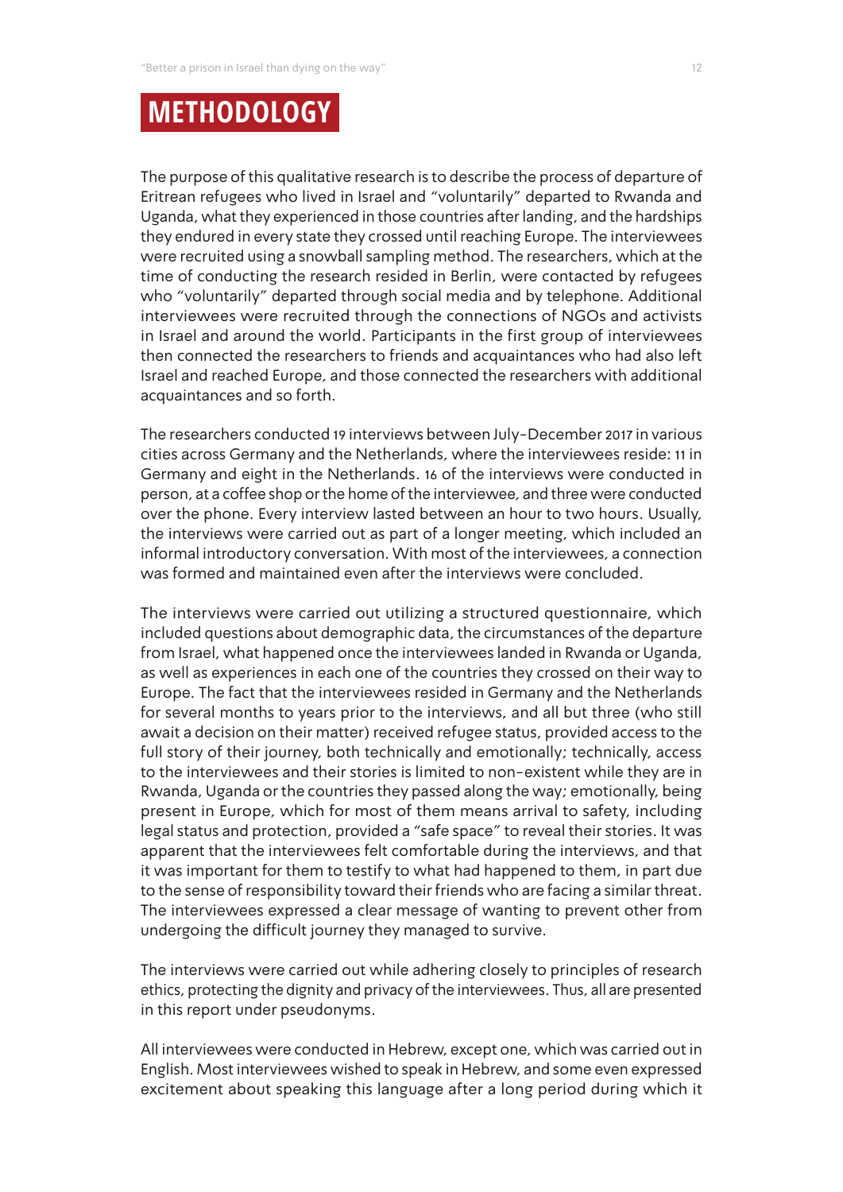# METHODOLOGY

The purpose of this qualitative research is to describe the process of departure of Eritrean refugees who lived in Israel and "voluntarily" departed to Rwanda and Uganda, what they experienced in those countries after landing, and the hardships they endured in every state they crossed until reaching Europe. The interviewees were recruited using a snowball sampling method. The researchers, which at the time of conducting the research resided in Berlin, were contacted by refugees who "voluntarily" departed through social media and by telephone. Additional interviewees were recruited through the connections of NGOs and activists in Israel and around the world. Participants in the first group of interviewees then connected the researchers to friends and acquaintances who had also left Israel and reached Europe, and those connected the researchers with additional acquaintances and so forth.

The researchers conducted 19 interviews between July-December 2017 in various cities across Germany and the Netherlands, where the interviewees reside: 11 in Germany and eight in the Netherlands. 16 of the interviews were conducted in person, at a coffee shop or the home of the interviewee, and three were conducted over the phone. Every interview lasted between an hour to two hours. Usually, the interviews were carried out as part of a longer meeting, which included an informal introductory conversation. With most of the interviewees, a connection was formed and maintained even after the interviews were concluded.

The interviews were carried out utilizing a structured questionnaire, which included questions about demographic data, the circumstances of the departure from Israel, what happened once the interviewees landed in Rwanda or Uganda, as well as experiences in each one of the countries they crossed on their way to Europe. The fact that the interviewees resided in Germany and the Netherlands for several months to years prior to the interviews, and all but three (who still await a decision on their matter) received refugee status, provided access to the full story of their journey, both technically and emotionally; technically, access to the interviewees and their stories is limited to non-existent while they are in Rwanda, Uganda or the countries they passed along the way; emotionally, being present in Europe, which for most of them means arrival to safety, including legal status and protection, provided a "safe space" to reveal their stories. It was apparent that the interviewees felt comfortable during the interviews, and that it was important for them to testify to what had happened to them, in part due to the sense of responsibility toward their friends who are facing a similar threat. The interviewees expressed a clear message of wanting to prevent other from undergoing the difficult journey they managed to survive.

The interviews were carried out while adhering closely to principles of research ethics, protecting the dignity and privacy of the interviewees. Thus, all are presented in this report under pseudonyms.

All interviewees were conducted in Hebrew, except one, which was carried out in English. Most interviewees wished to speak in Hebrew, and some even expressed excitement about speaking this language after a long period during which it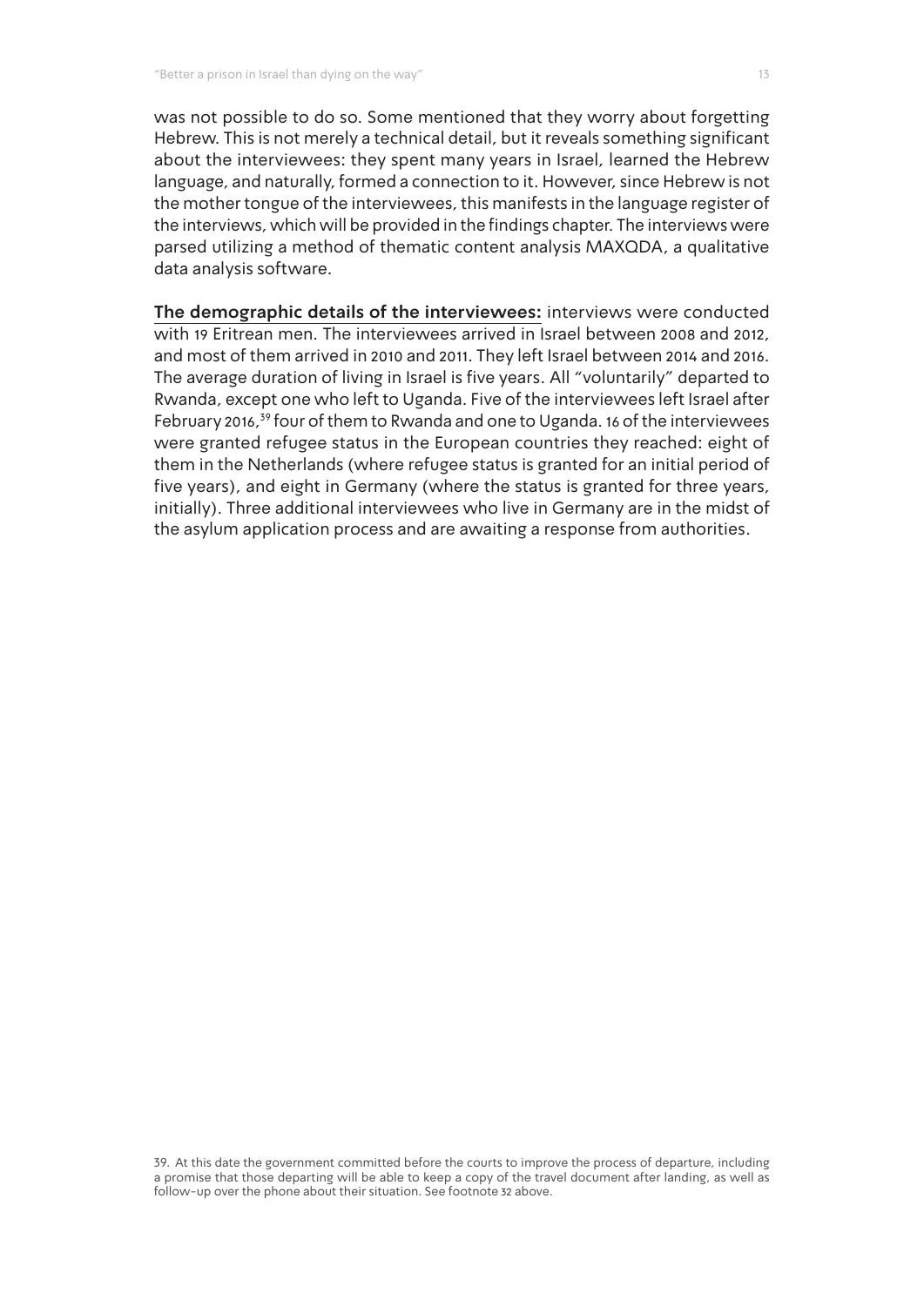was not possible to do so. Some mentioned that they worry about forgetting Hebrew. This is not merely a technical detail, but it reveals something significant about the interviewees: they spent many years in Israel, learned the Hebrew language, and naturally, formed a connection to it. However, since Hebrew is not the mother tongue of the interviewees, this manifests in the language register of the interviews, which will be provided in the findings chapter. The interviews were parsed utilizing a method of thematic content analysis MAXQDA, a qualitative data analysis software.

**The demographic details of the interviewees:** interviews were conducted with 19 Eritrean men. The interviewees arrived in Israel between 2008 and 2012, and most of them arrived in 2010 and 2011. They left Israel between 2014 and 2016. The average duration of living in Israel is five years. All "voluntarily" departed to Rwanda, except one who left to Uganda. Five of the interviewees left Israel after February 2016,[39] four of them to Rwanda and one to Uganda. 16 of the interviewees were granted refugee status in the European countries they reached: eight of them in the Netherlands (where refugee status is granted for an initial period of five years), and eight in Germany (where the status is granted for three years, initially). Three additional interviewees who live in Germany are in the midst of the asylum application process and are awaiting a response from authorities.

39. At this date the government committed before the courts to improve the process of departure, including a promise that those departing will be able to keep a copy of the travel document after landing, as well as follow-up over the phone about their situation. See footnote 32 above.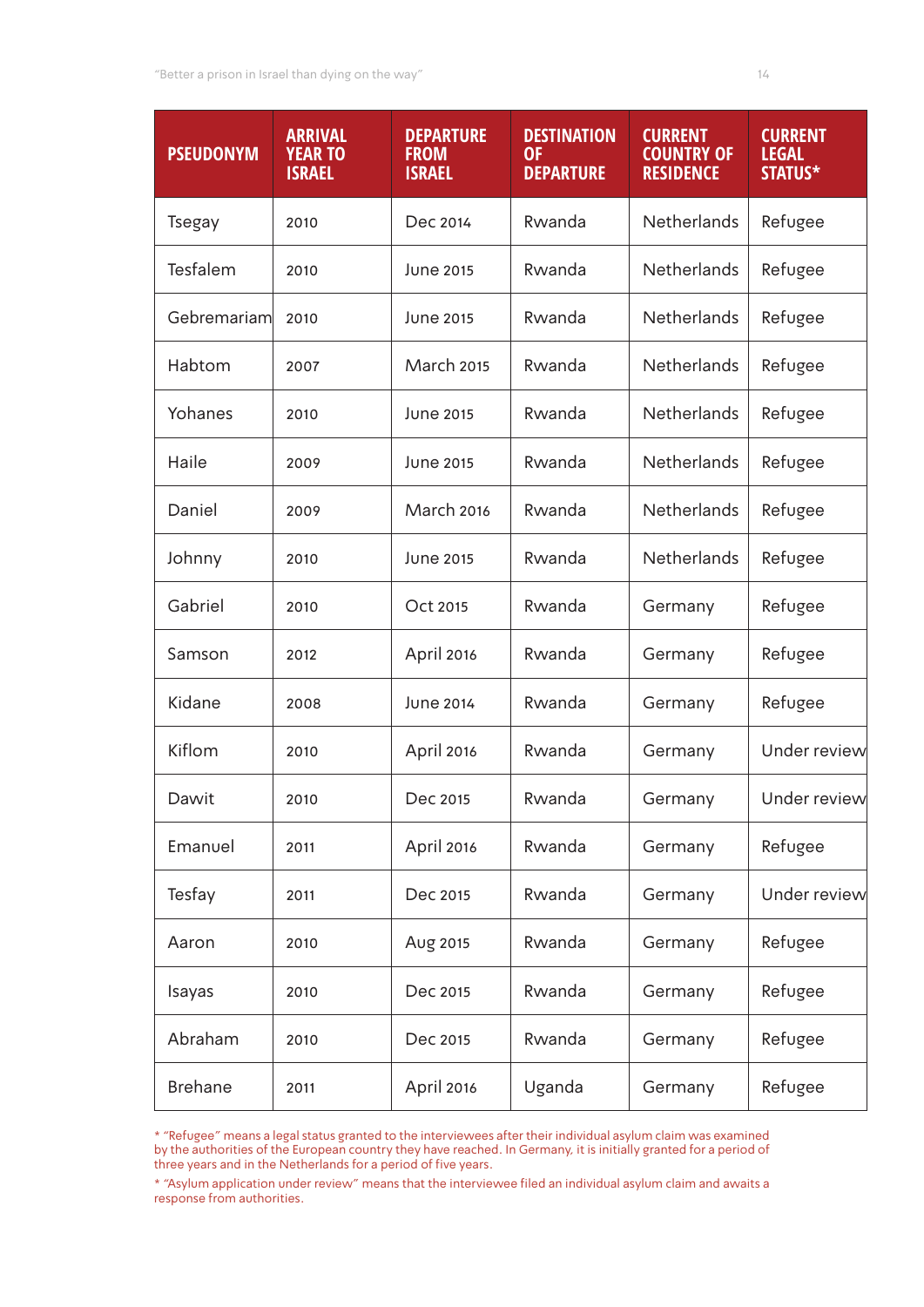| PSEUDONYM | ARRIVAL YEAR TO ISRAEL | DEPARTURE FROM ISRAEL | DESTINATION OF DEPARTURE | CURRENT COUNTRY OF RESIDENCE | CURRENT LEGAL STATUS* |
|---|---|---|---|---|---|
| Tsegay | 2010 | Dec 2014 | Rwanda | Netherlands | Refugee |
| Tesfalem | 2010 | June 2015 | Rwanda | Netherlands | Refugee |
| Gebremariam | 2010 | June 2015 | Rwanda | Netherlands | Refugee |
| Habtom | 2007 | March 2015 | Rwanda | Netherlands | Refugee |
| Yohanes | 2010 | June 2015 | Rwanda | Netherlands | Refugee |
| Haile | 2009 | June 2015 | Rwanda | Netherlands | Refugee |
| Daniel | 2009 | March 2016 | Rwanda | Netherlands | Refugee |
| Johnny | 2010 | June 2015 | Rwanda | Netherlands | Refugee |
| Gabriel | 2010 | Oct 2015 | Rwanda | Germany | Refugee |
| Samson | 2012 | April 2016 | Rwanda | Germany | Refugee |
| Kidane | 2008 | June 2014 | Rwanda | Germany | Refugee |
| Kiflom | 2010 | April 2016 | Rwanda | Germany | Under review |
| Dawit | 2010 | Dec 2015 | Rwanda | Germany | Under review |
| Emanuel | 2011 | April 2016 | Rwanda | Germany | Refugee |
| Tesfay | 2011 | Dec 2015 | Rwanda | Germany | Under review |
| Aaron | 2010 | Aug 2015 | Rwanda | Germany | Refugee |
| Isayas | 2010 | Dec 2015 | Rwanda | Germany | Refugee |
| Abraham | 2010 | Dec 2015 | Rwanda | Germany | Refugee |
| Brehane | 2011 | April 2016 | Uganda | Germany | Refugee |

* "Refugee" means a legal status granted to the interviewees after their individual asylum claim was examined by the authorities of the European country they have reached. In Germany, it is initially granted for a period of three years and in the Netherlands for a period of five years.

* "Asylum application under review" means that the interviewee filed an individual asylum claim and awaits a response from authorities.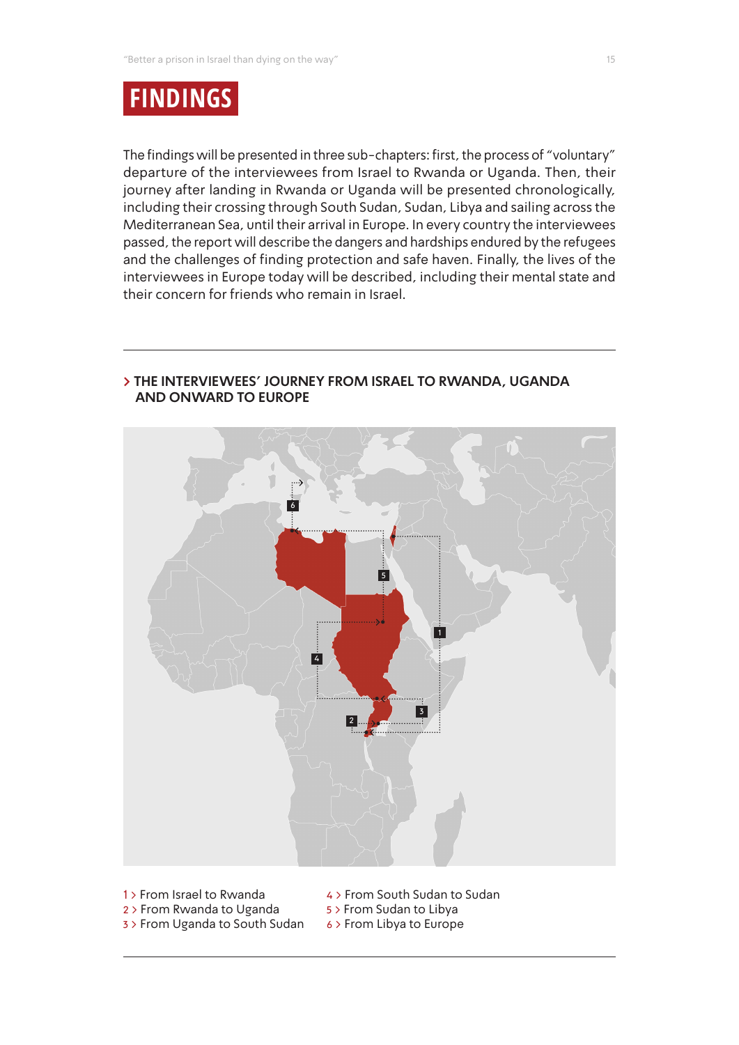# FINDINGS

The findings will be presented in three sub-chapters: first, the process of "voluntary" departure of the interviewees from Israel to Rwanda or Uganda. Then, their journey after landing in Rwanda or Uganda will be presented chronologically, including their crossing through South Sudan, Sudan, Libya and sailing across the Mediterranean Sea, until their arrival in Europe. In every country the interviewees passed, the report will describe the dangers and hardships endured by the refugees and the challenges of finding protection and safe haven. Finally, the lives of the interviewees in Europe today will be described, including their mental state and their concern for friends who remain in Israel.

## > THE INTERVIEWEES' JOURNEY FROM ISRAEL TO RWANDA, UGANDA AND ONWARD TO EUROPE

1 > From Israel to Rwanda
2 > From Rwanda to Uganda
3 > From Uganda to South Sudan
4 > From South Sudan to Sudan
5 > From Sudan to Libya
6 > From Libya to Europe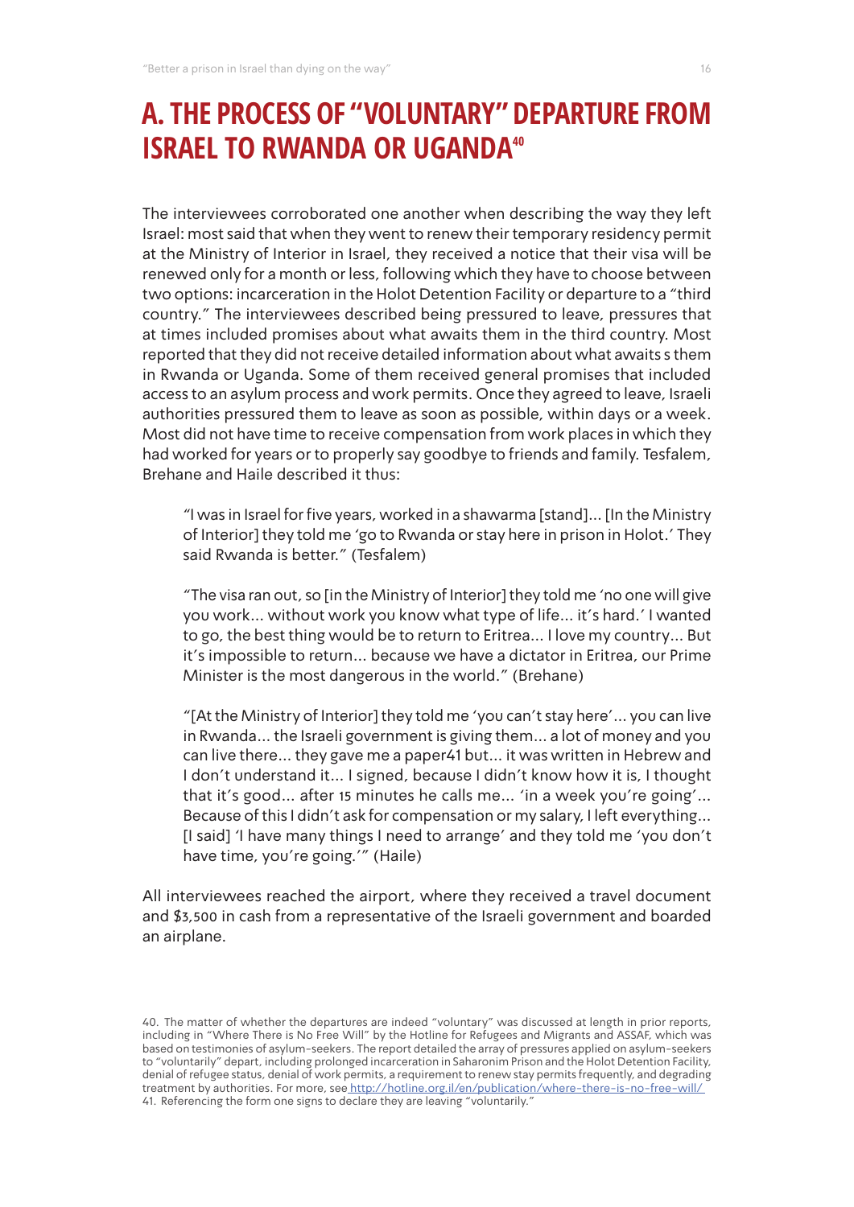# A. THE PROCESS OF "VOLUNTARY" DEPARTURE FROM ISRAEL TO RWANDA OR UGANDA[40]

The interviewees corroborated one another when describing the way they left Israel: most said that when they went to renew their temporary residency permit at the Ministry of Interior in Israel, they received a notice that their visa will be renewed only for a month or less, following which they have to choose between two options: incarceration in the Holot Detention Facility or departure to a "third country." The interviewees described being pressured to leave, pressures that at times included promises about what awaits them in the third country. Most reported that they did not receive detailed information about what awaits s them in Rwanda or Uganda. Some of them received general promises that included access to an asylum process and work permits. Once they agreed to leave, Israeli authorities pressured them to leave as soon as possible, within days or a week. Most did not have time to receive compensation from work places in which they had worked for years or to properly say goodbye to friends and family. Tesfalem, Brehane and Haile described it thus:

> "I was in Israel for five years, worked in a shawarma [stand]... [In the Ministry of Interior] they told me 'go to Rwanda or stay here in prison in Holot.' They said Rwanda is better." (Tesfalem)

> "The visa ran out, so [in the Ministry of Interior] they told me 'no one will give you work... without work you know what type of life... it's hard.' I wanted to go, the best thing would be to return to Eritrea... I love my country... But it's impossible to return... because we have a dictator in Eritrea, our Prime Minister is the most dangerous in the world." (Brehane)

> "[At the Ministry of Interior] they told me 'you can't stay here'... you can live in Rwanda... the Israeli government is giving them... a lot of money and you can live there... they gave me a paper[41] but... it was written in Hebrew and I don't understand it... I signed, because I didn't know how it is, I thought that it's good... after 15 minutes he calls me... 'in a week you're going'... Because of this I didn't ask for compensation or my salary, I left everything... [I said] 'I have many things I need to arrange' and they told me 'you don't have time, you're going.'" (Haile)

All interviewees reached the airport, where they received a travel document and $3,500 in cash from a representative of the Israeli government and boarded an airplane.

---

40. The matter of whether the departures are indeed "voluntary" was discussed at length in prior reports, including in "Where There is No Free Will" by the Hotline for Refugees and Migrants and ASSAF, which was based on testimonies of asylum-seekers. The report detailed the array of pressures applied on asylum-seekers to "voluntarily" depart, including prolonged incarceration in Saharonim Prison and the Holot Detention Facility, denial of refugee status, denial of work permits, a requirement to renew stay permits frequently, and degrading treatment by authorities. For more, see http://hotline.org.il/en/publication/where-there-is-no-free-will/

41. Referencing the form one signs to declare they are leaving "voluntarily."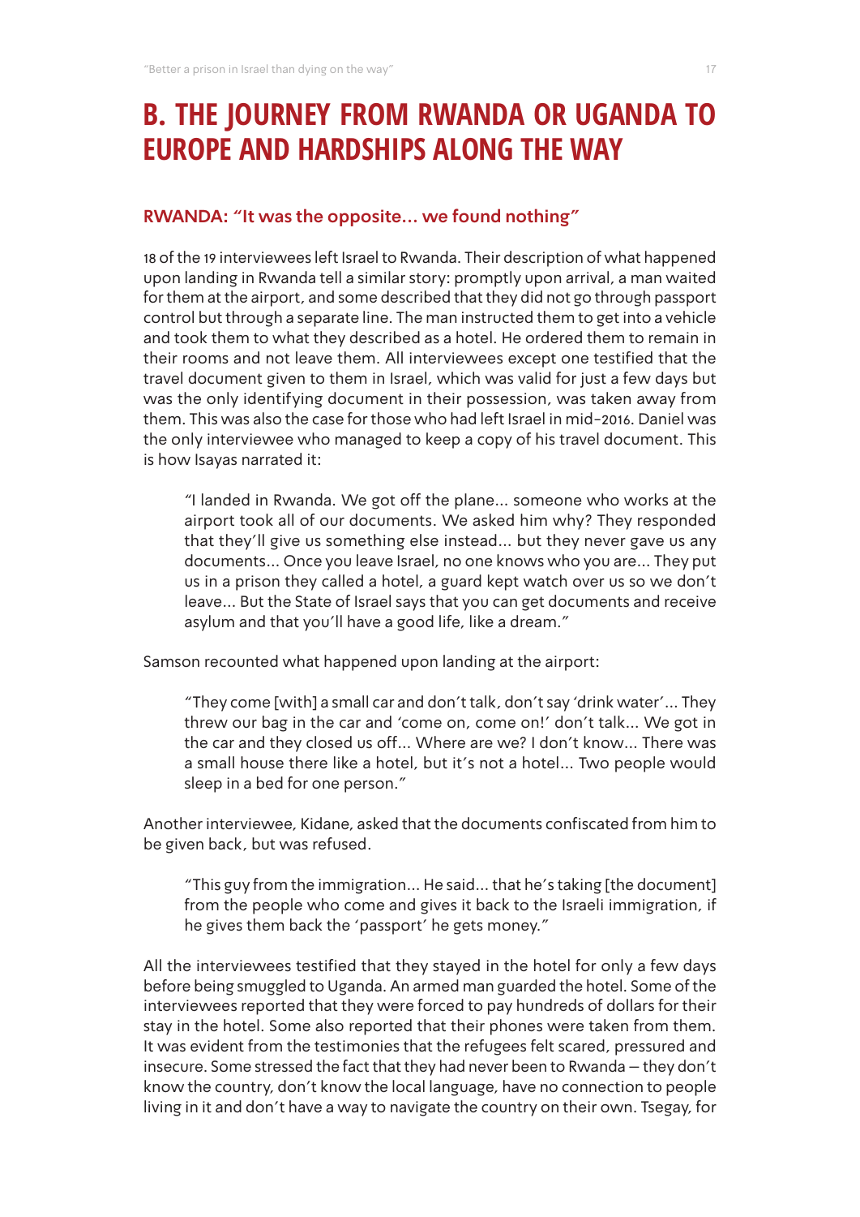# B. THE JOURNEY FROM RWANDA OR UGANDA TO EUROPE AND HARDSHIPS ALONG THE WAY

### RWANDA: "It was the opposite... we found nothing"

18 of the 19 interviewees left Israel to Rwanda. Their description of what happened upon landing in Rwanda tell a similar story: promptly upon arrival, a man waited for them at the airport, and some described that they did not go through passport control but through a separate line. The man instructed them to get into a vehicle and took them to what they described as a hotel. He ordered them to remain in their rooms and not leave them. All interviewees except one testified that the travel document given to them in Israel, which was valid for just a few days but was the only identifying document in their possession, was taken away from them. This was also the case for those who had left Israel in mid-2016. Daniel was the only interviewee who managed to keep a copy of his travel document. This is how Isayas narrated it:

> "I landed in Rwanda. We got off the plane... someone who works at the airport took all of our documents. We asked him why? They responded that they'll give us something else instead... but they never gave us any documents... Once you leave Israel, no one knows who you are... They put us in a prison they called a hotel, a guard kept watch over us so we don't leave... But the State of Israel says that you can get documents and receive asylum and that you'll have a good life, like a dream."

Samson recounted what happened upon landing at the airport:

> "They come [with] a small car and don't talk, don't say 'drink water'... They threw our bag in the car and 'come on, come on!' don't talk... We got in the car and they closed us off... Where are we? I don't know... There was a small house there like a hotel, but it's not a hotel... Two people would sleep in a bed for one person."

Another interviewee, Kidane, asked that the documents confiscated from him to be given back, but was refused.

> "This guy from the immigration... He said... that he's taking [the document] from the people who come and gives it back to the Israeli immigration, if he gives them back the 'passport' he gets money."

All the interviewees testified that they stayed in the hotel for only a few days before being smuggled to Uganda. An armed man guarded the hotel. Some of the interviewees reported that they were forced to pay hundreds of dollars for their stay in the hotel. Some also reported that their phones were taken from them. It was evident from the testimonies that the refugees felt scared, pressured and insecure. Some stressed the fact that they had never been to Rwanda – they don't know the country, don't know the local language, have no connection to people living in it and don't have a way to navigate the country on their own. Tsegay, for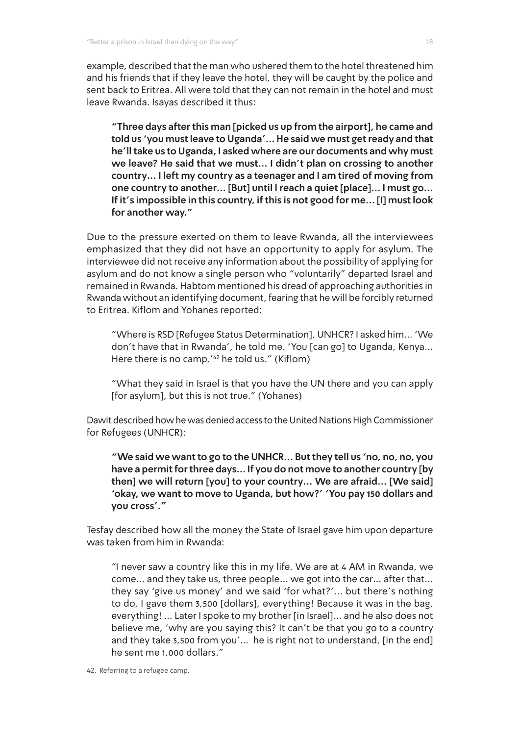example, described that the man who ushered them to the hotel threatened him and his friends that if they leave the hotel, they will be caught by the police and sent back to Eritrea. All were told that they can not remain in the hotel and must leave Rwanda. Isayas described it thus:

> **"Three days after this man [picked us up from the airport], he came and told us 'you must leave to Uganda'… He said we must get ready and that he'll take us to Uganda, I asked where are our documents and why must we leave? He said that we must… I didn't plan on crossing to another country… I left my country as a teenager and I am tired of moving from one country to another… [But] until I reach a quiet [place]… I must go… If it's impossible in this country, if this is not good for me… [I] must look for another way."**

Due to the pressure exerted on them to leave Rwanda, all the interviewees emphasized that they did not have an opportunity to apply for asylum. The interviewee did not receive any information about the possibility of applying for asylum and do not know a single person who "voluntarily" departed Israel and remained in Rwanda. Habtom mentioned his dread of approaching authorities in Rwanda without an identifying document, fearing that he will be forcibly returned to Eritrea. Kiflom and Yohanes reported:

> "Where is RSD [Refugee Status Determination], UNHCR? I asked him... 'We don't have that in Rwanda', he told me. 'You [can go] to Uganda, Kenya... Here there is no camp,'[42] he told us." (Kiflom)

> "What they said in Israel is that you have the UN there and you can apply [for asylum], but this is not true." (Yohanes)

Dawit described how he was denied access to the United Nations High Commissioner for Refugees (UNHCR):

> **"We said we want to go to the UNHCR… But they tell us 'no, no, no, you have a permit for three days… If you do not move to another country [by then] we will return [you] to your country… We are afraid… [We said] 'okay, we want to move to Uganda, but how?' 'You pay 150 dollars and you cross'."**

Tesfay described how all the money the State of Israel gave him upon departure was taken from him in Rwanda:

> "I never saw a country like this in my life. We are at 4 AM in Rwanda, we come... and they take us, three people... we got into the car... after that... they say 'give us money' and we said 'for what?'... but there's nothing to do, I gave them 3,500 [dollars], everything! Because it was in the bag, everything! ... Later I spoke to my brother [in Israel]... and he also does not believe me, 'why are you saying this? It can't be that you go to a country and they take 3,500 from you'... he is right not to understand, [in the end] he sent me 1,000 dollars."

42. Referring to a refugee camp.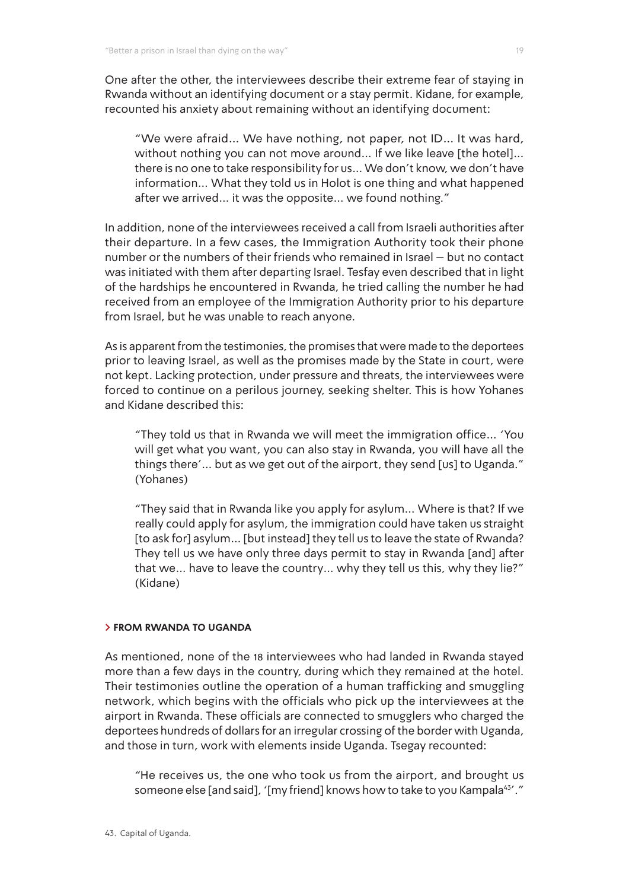One after the other, the interviewees describe their extreme fear of staying in Rwanda without an identifying document or a stay permit. Kidane, for example, recounted his anxiety about remaining without an identifying document:

> "We were afraid... We have nothing, not paper, not ID... It was hard, without nothing you can not move around... If we like leave [the hotel]... there is no one to take responsibility for us... We don't know, we don't have information... What they told us in Holot is one thing and what happened after we arrived... it was the opposite... we found nothing."

In addition, none of the interviewees received a call from Israeli authorities after their departure. In a few cases, the Immigration Authority took their phone number or the numbers of their friends who remained in Israel – but no contact was initiated with them after departing Israel. Tesfay even described that in light of the hardships he encountered in Rwanda, he tried calling the number he had received from an employee of the Immigration Authority prior to his departure from Israel, but he was unable to reach anyone.

As is apparent from the testimonies, the promises that were made to the deportees prior to leaving Israel, as well as the promises made by the State in court, were not kept. Lacking protection, under pressure and threats, the interviewees were forced to continue on a perilous journey, seeking shelter. This is how Yohanes and Kidane described this:

> "They told us that in Rwanda we will meet the immigration office... 'You will get what you want, you can also stay in Rwanda, you will have all the things there'... but as we get out of the airport, they send [us] to Uganda." (Yohanes)

> "They said that in Rwanda like you apply for asylum... Where is that? If we really could apply for asylum, the immigration could have taken us straight [to ask for] asylum... [but instead] they tell us to leave the state of Rwanda? They tell us we have only three days permit to stay in Rwanda [and] after that we... have to leave the country... why they tell us this, why they lie?" (Kidane)

### > FROM RWANDA TO UGANDA

As mentioned, none of the 18 interviewees who had landed in Rwanda stayed more than a few days in the country, during which they remained at the hotel. Their testimonies outline the operation of a human trafficking and smuggling network, which begins with the officials who pick up the interviewees at the airport in Rwanda. These officials are connected to smugglers who charged the deportees hundreds of dollars for an irregular crossing of the border with Uganda, and those in turn, work with elements inside Uganda. Tsegay recounted:

> "He receives us, the one who took us from the airport, and brought us someone else [and said], '[my friend] knows how to take to you Kampala[43]'."

43. Capital of Uganda.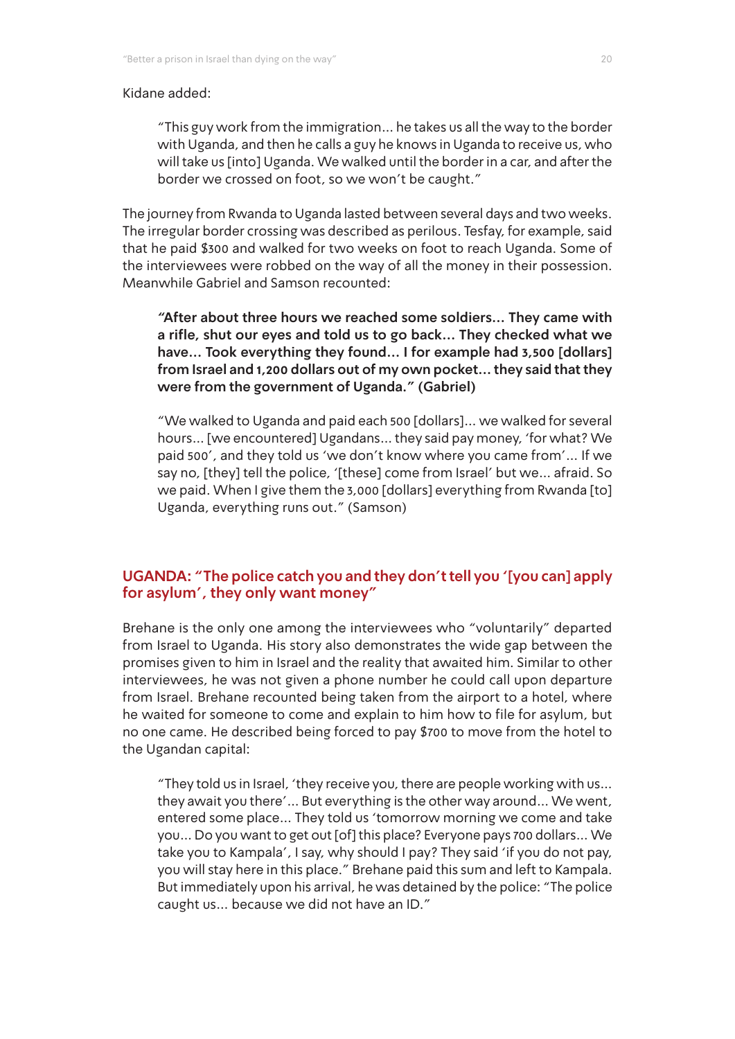Kidane added:

> "This guy work from the immigration... he takes us all the way to the border with Uganda, and then he calls a guy he knows in Uganda to receive us, who will take us [into] Uganda. We walked until the border in a car, and after the border we crossed on foot, so we won't be caught."

The journey from Rwanda to Uganda lasted between several days and two weeks. The irregular border crossing was described as perilous. Tesfay, for example, said that he paid $300 and walked for two weeks on foot to reach Uganda. Some of the interviewees were robbed on the way of all the money in their possession. Meanwhile Gabriel and Samson recounted:

> **"After about three hours we reached some soldiers... They came with a rifle, shut our eyes and told us to go back... They checked what we have... Took everything they found... I for example had 3,500 [dollars] from Israel and 1,200 dollars out of my own pocket... they said that they were from the government of Uganda." (Gabriel)**

> "We walked to Uganda and paid each 500 [dollars]... we walked for several hours... [we encountered] Ugandans... they said pay money, 'for what? We paid 500', and they told us 'we don't know where you came from'... If we say no, [they] tell the police, '[these] come from Israel' but we... afraid. So we paid. When I give them the 3,000 [dollars] everything from Rwanda [to] Uganda, everything runs out." (Samson)

## UGANDA: "The police catch you and they don't tell you '[you can] apply for asylum', they only want money"

Brehane is the only one among the interviewees who "voluntarily" departed from Israel to Uganda. His story also demonstrates the wide gap between the promises given to him in Israel and the reality that awaited him. Similar to other interviewees, he was not given a phone number he could call upon departure from Israel. Brehane recounted being taken from the airport to a hotel, where he waited for someone to come and explain to him how to file for asylum, but no one came. He described being forced to pay $700 to move from the hotel to the Ugandan capital:

> "They told us in Israel, 'they receive you, there are people working with us... they await you there'... But everything is the other way around... We went, entered some place... They told us 'tomorrow morning we come and take you... Do you want to get out [of] this place? Everyone pays 700 dollars... We take you to Kampala', I say, why should I pay? They said 'if you do not pay, you will stay here in this place." Brehane paid this sum and left to Kampala. But immediately upon his arrival, he was detained by the police: "The police caught us... because we did not have an ID."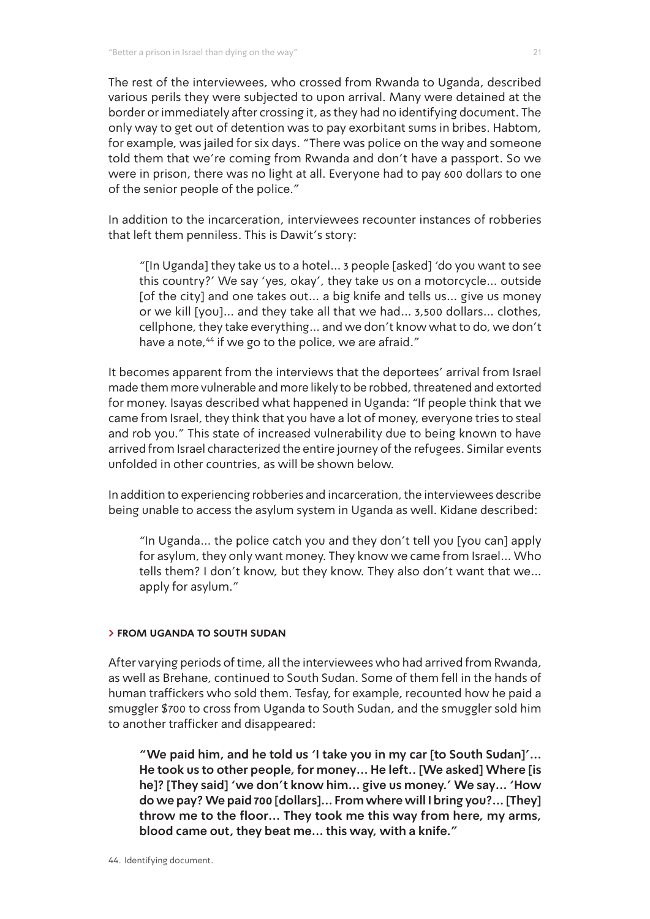The rest of the interviewees, who crossed from Rwanda to Uganda, described various perils they were subjected to upon arrival. Many were detained at the border or immediately after crossing it, as they had no identifying document. The only way to get out of detention was to pay exorbitant sums in bribes. Habtom, for example, was jailed for six days. "There was police on the way and someone told them that we're coming from Rwanda and don't have a passport. So we were in prison, there was no light at all. Everyone had to pay 600 dollars to one of the senior people of the police."

In addition to the incarceration, interviewees recounter instances of robberies that left them penniless. This is Dawit's story:

> "[In Uganda] they take us to a hotel... 3 people [asked] 'do you want to see this country?' We say 'yes, okay', they take us on a motorcycle... outside [of the city] and one takes out... a big knife and tells us... give us money or we kill [you]... and they take all that we had... 3,500 dollars... clothes, cellphone, they take everything... and we don't know what to do, we don't have a note,[44] if we go to the police, we are afraid."

It becomes apparent from the interviews that the deportees' arrival from Israel made them more vulnerable and more likely to be robbed, threatened and extorted for money. Isayas described what happened in Uganda: "If people think that we came from Israel, they think that you have a lot of money, everyone tries to steal and rob you." This state of increased vulnerability due to being known to have arrived from Israel characterized the entire journey of the refugees. Similar events unfolded in other countries, as will be shown below.

In addition to experiencing robberies and incarceration, the interviewees describe being unable to access the asylum system in Uganda as well. Kidane described:

> "In Uganda... the police catch you and they don't tell you [you can] apply for asylum, they only want money. They know we came from Israel... Who tells them? I don't know, but they know. They also don't want that we... apply for asylum."

#### > FROM UGANDA TO SOUTH SUDAN

After varying periods of time, all the interviewees who had arrived from Rwanda, as well as Brehane, continued to South Sudan. Some of them fell in the hands of human traffickers who sold them. Tesfay, for example, recounted how he paid a smuggler $700 to cross from Uganda to South Sudan, and the smuggler sold him to another trafficker and disappeared:

> **"We paid him, and he told us 'I take you in my car [to South Sudan]'... He took us to other people, for money... He left.. [We asked] Where [is he]? [They said] 'we don't know him... give us money.' We say... 'How do we pay? We paid 700 [dollars]... From where will I bring you?... [They] throw me to the floor... They took me this way from here, my arms, blood came out, they beat me... this way, with a knife."**

44. Identifying document.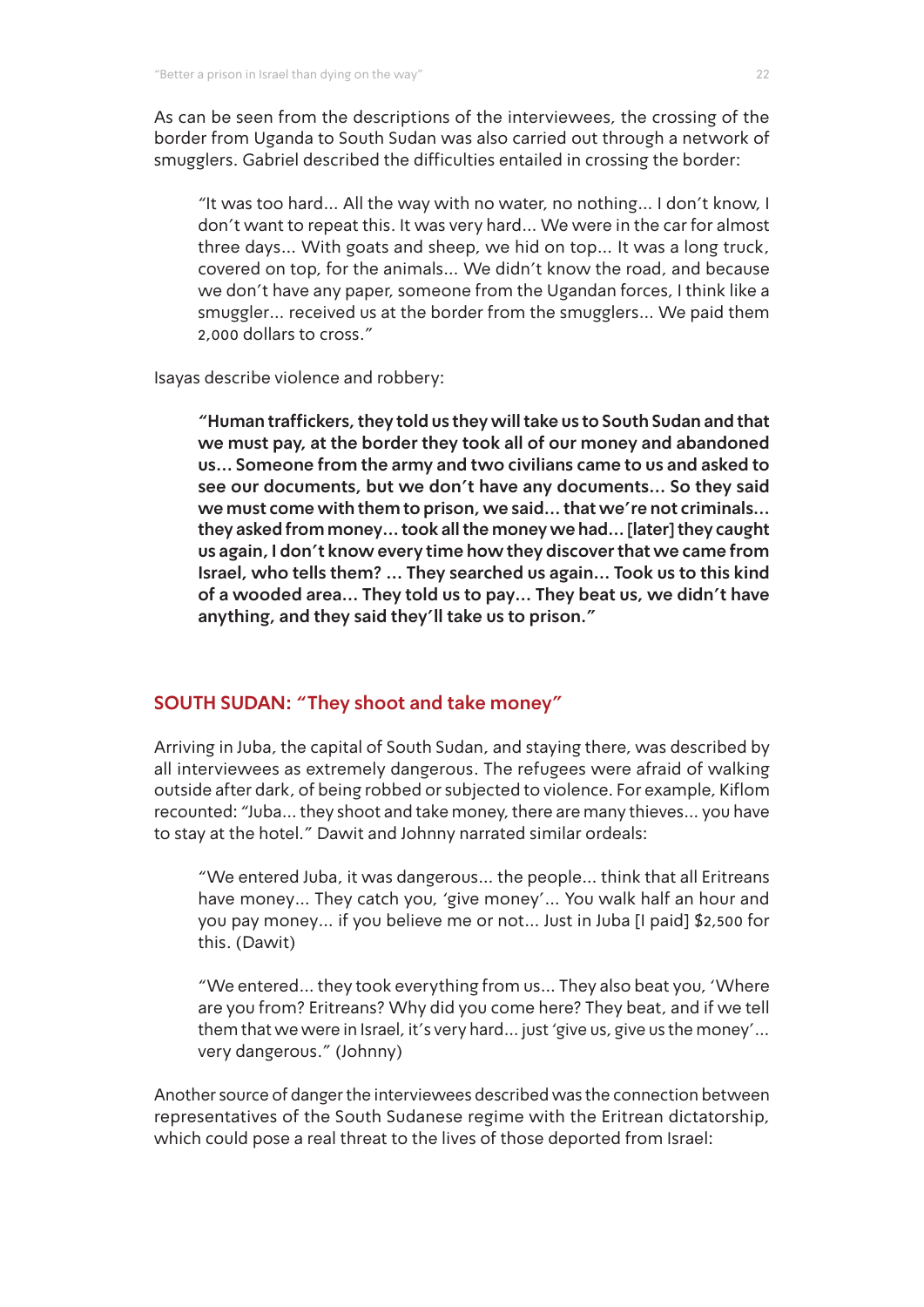As can be seen from the descriptions of the interviewees, the crossing of the border from Uganda to South Sudan was also carried out through a network of smugglers. Gabriel described the difficulties entailed in crossing the border:

> "It was too hard... All the way with no water, no nothing... I don't know, I don't want to repeat this. It was very hard... We were in the car for almost three days... With goats and sheep, we hid on top... It was a long truck, covered on top, for the animals... We didn't know the road, and because we don't have any paper, someone from the Ugandan forces, I think like a smuggler... received us at the border from the smugglers... We paid them 2,000 dollars to cross."

Isayas describe violence and robbery:

> **"Human traffickers, they told us they will take us to South Sudan and that we must pay, at the border they took all of our money and abandoned us... Someone from the army and two civilians came to us and asked to see our documents, but we don't have any documents... So they said we must come with them to prison, we said... that we're not criminals... they asked from money... took all the money we had... [later] they caught us again, I don't know every time how they discover that we came from Israel, who tells them? ... They searched us again... Took us to this kind of a wooded area... They told us to pay... They beat us, we didn't have anything, and they said they'll take us to prison."**

## SOUTH SUDAN: "They shoot and take money"

Arriving in Juba, the capital of South Sudan, and staying there, was described by all interviewees as extremely dangerous. The refugees were afraid of walking outside after dark, of being robbed or subjected to violence. For example, Kiflom recounted: "Juba... they shoot and take money, there are many thieves... you have to stay at the hotel." Dawit and Johnny narrated similar ordeals:

> "We entered Juba, it was dangerous... the people... think that all Eritreans have money... They catch you, 'give money'... You walk half an hour and you pay money... if you believe me or not... Just in Juba [I paid] $2,500 for this. (Dawit)

> "We entered... they took everything from us... They also beat you, 'Where are you from? Eritreans? Why did you come here? They beat, and if we tell them that we were in Israel, it's very hard... just 'give us, give us the money'... very dangerous." (Johnny)

Another source of danger the interviewees described was the connection between representatives of the South Sudanese regime with the Eritrean dictatorship, which could pose a real threat to the lives of those deported from Israel: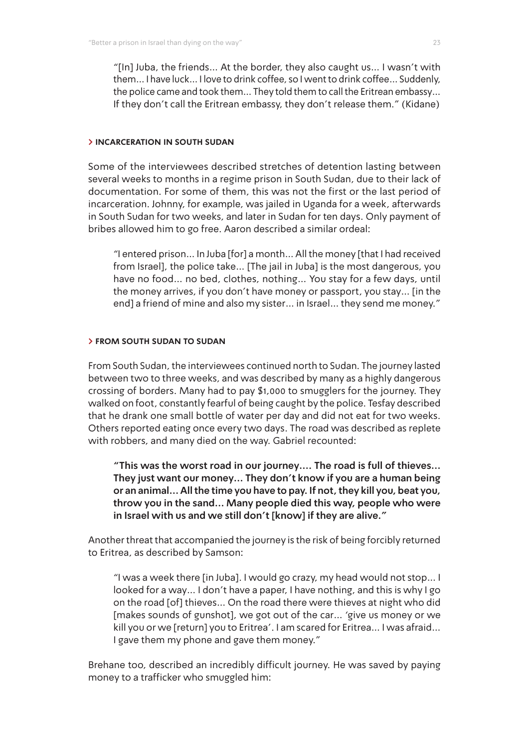> "[In] Juba, the friends... At the border, they also caught us... I wasn't with them... I have luck... I love to drink coffee, so I went to drink coffee... Suddenly, the police came and took them... They told them to call the Eritrean embassy... If they don't call the Eritrean embassy, they don't release them." (Kidane)

### > INCARCERATION IN SOUTH SUDAN

Some of the interviewees described stretches of detention lasting between several weeks to months in a regime prison in South Sudan, due to their lack of documentation. For some of them, this was not the first or the last period of incarceration. Johnny, for example, was jailed in Uganda for a week, afterwards in South Sudan for two weeks, and later in Sudan for ten days. Only payment of bribes allowed him to go free. Aaron described a similar ordeal:

> "I entered prison... In Juba [for] a month... All the money [that I had received from Israel], the police take... [The jail in Juba] is the most dangerous, you have no food... no bed, clothes, nothing... You stay for a few days, until the money arrives, if you don't have money or passport, you stay... [in the end] a friend of mine and also my sister... in Israel... they send me money."

### > FROM SOUTH SUDAN TO SUDAN

From South Sudan, the interviewees continued north to Sudan. The journey lasted between two to three weeks, and was described by many as a highly dangerous crossing of borders. Many had to pay $1,000 to smugglers for the journey. They walked on foot, constantly fearful of being caught by the police. Tesfay described that he drank one small bottle of water per day and did not eat for two weeks. Others reported eating once every two days. The road was described as replete with robbers, and many died on the way. Gabriel recounted:

> **"This was the worst road in our journey.... The road is full of thieves... They just want our money... They don't know if you are a human being or an animal... All the time you have to pay. If not, they kill you, beat you, throw you in the sand... Many people died this way, people who were in Israel with us and we still don't [know] if they are alive."**

Another threat that accompanied the journey is the risk of being forcibly returned to Eritrea, as described by Samson:

> "I was a week there [in Juba]. I would go crazy, my head would not stop... I looked for a way... I don't have a paper, I have nothing, and this is why I go on the road [of] thieves... On the road there were thieves at night who did [makes sounds of gunshot], we got out of the car... 'give us money or we kill you or we [return] you to Eritrea'. I am scared for Eritrea... I was afraid... I gave them my phone and gave them money."

Brehane too, described an incredibly difficult journey. He was saved by paying money to a trafficker who smuggled him: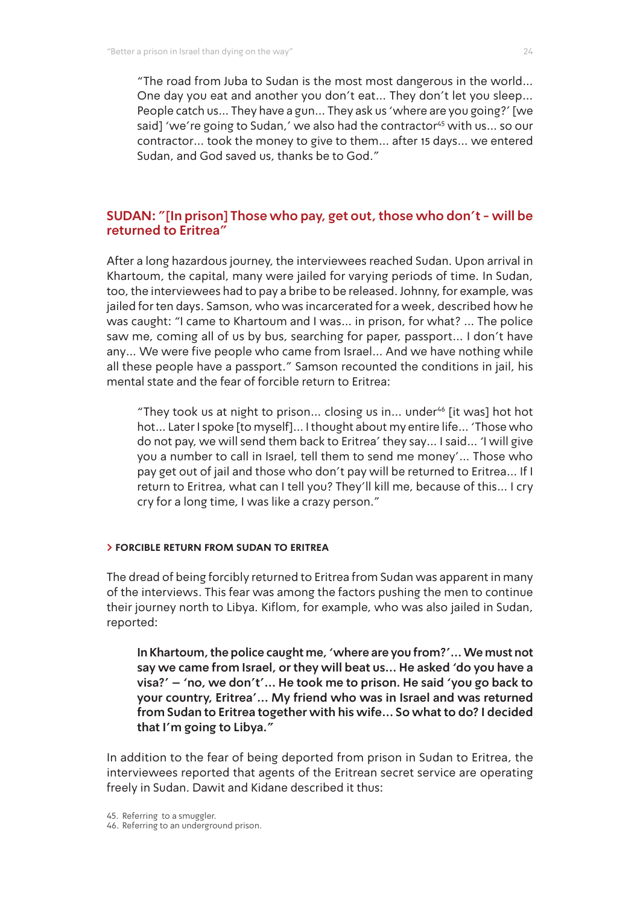> "The road from Juba to Sudan is the most most dangerous in the world... One day you eat and another you don't eat... They don't let you sleep... People catch us... They have a gun... They ask us 'where are you going?' [we said] 'we're going to Sudan,' we also had the contractor[45] with us... so our contractor... took the money to give to them... after 15 days... we entered Sudan, and God saved us, thanks be to God."

## SUDAN: "[In prison] Those who pay, get out, those who don't - will be returned to Eritrea"

After a long hazardous journey, the interviewees reached Sudan. Upon arrival in Khartoum, the capital, many were jailed for varying periods of time. In Sudan, too, the interviewees had to pay a bribe to be released. Johnny, for example, was jailed for ten days. Samson, who was incarcerated for a week, described how he was caught: "I came to Khartoum and I was... in prison, for what? ... The police saw me, coming all of us by bus, searching for paper, passport... I don't have any... We were five people who came from Israel... And we have nothing while all these people have a passport." Samson recounted the conditions in jail, his mental state and the fear of forcible return to Eritrea:

> "They took us at night to prison... closing us in... under[46] [it was] hot hot hot... Later I spoke [to myself]... I thought about my entire life... 'Those who do not pay, we will send them back to Eritrea' they say... I said... 'I will give you a number to call in Israel, tell them to send me money'... Those who pay get out of jail and those who don't pay will be returned to Eritrea... If I return to Eritrea, what can I tell you? They'll kill me, because of this... I cry cry for a long time, I was like a crazy person."

### > FORCIBLE RETURN FROM SUDAN TO ERITREA

The dread of being forcibly returned to Eritrea from Sudan was apparent in many of the interviews. This fear was among the factors pushing the men to continue their journey north to Libya. Kiflom, for example, who was also jailed in Sudan, reported:

> **In Khartoum, the police caught me, 'where are you from?'... We must not say we came from Israel, or they will beat us... He asked 'do you have a visa?' — 'no, we don't'... He took me to prison. He said 'you go back to your country, Eritrea'... My friend who was in Israel and was returned from Sudan to Eritrea together with his wife... So what to do? I decided that I'm going to Libya."**

In addition to the fear of being deported from prison in Sudan to Eritrea, the interviewees reported that agents of the Eritrean secret service are operating freely in Sudan. Dawit and Kidane described it thus:

45. Referring to a smuggler.
46. Referring to an underground prison.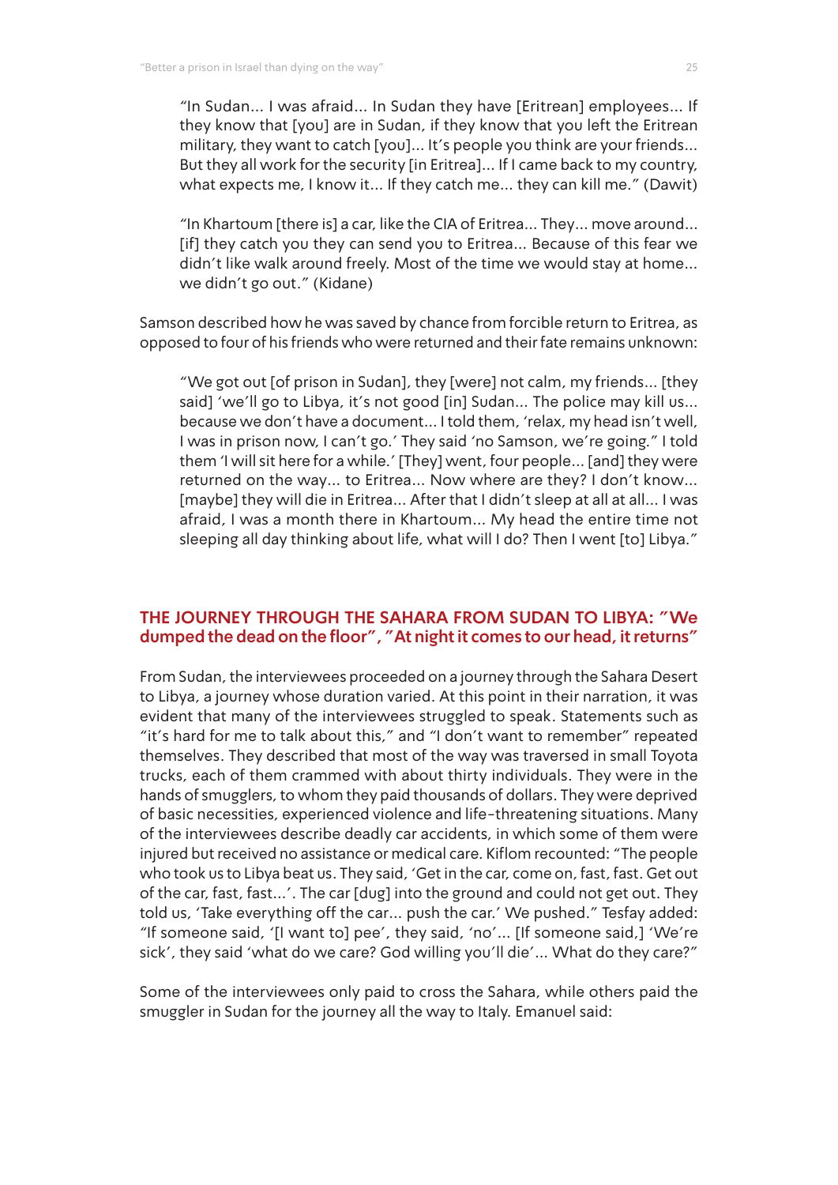> "In Sudan... I was afraid... In Sudan they have [Eritrean] employees... If they know that [you] are in Sudan, if they know that you left the Eritrean military, they want to catch [you]... It's people you think are your friends... But they all work for the security [in Eritrea]... If I came back to my country, what expects me, I know it... If they catch me... they can kill me." (Dawit)

> "In Khartoum [there is] a car, like the CIA of Eritrea... They... move around... [if] they catch you they can send you to Eritrea... Because of this fear we didn't like walk around freely. Most of the time we would stay at home... we didn't go out." (Kidane)

Samson described how he was saved by chance from forcible return to Eritrea, as opposed to four of his friends who were returned and their fate remains unknown:

> "We got out [of prison in Sudan], they [were] not calm, my friends... [they said] 'we'll go to Libya, it's not good [in] Sudan... The police may kill us... because we don't have a document... I told them, 'relax, my head isn't well, I was in prison now, I can't go.' They said 'no Samson, we're going." I told them 'I will sit here for a while.' [They] went, four people... [and] they were returned on the way... to Eritrea... Now where are they? I don't know... [maybe] they will die in Eritrea... After that I didn't sleep at all at all... I was afraid, I was a month there in Khartoum... My head the entire time not sleeping all day thinking about life, what will I do? Then I went [to] Libya."

## THE JOURNEY THROUGH THE SAHARA FROM SUDAN TO LIBYA: "We dumped the dead on the floor", "At night it comes to our head, it returns"

From Sudan, the interviewees proceeded on a journey through the Sahara Desert to Libya, a journey whose duration varied. At this point in their narration, it was evident that many of the interviewees struggled to speak. Statements such as "it's hard for me to talk about this," and "I don't want to remember" repeated themselves. They described that most of the way was traversed in small Toyota trucks, each of them crammed with about thirty individuals. They were in the hands of smugglers, to whom they paid thousands of dollars. They were deprived of basic necessities, experienced violence and life-threatening situations. Many of the interviewees describe deadly car accidents, in which some of them were injured but received no assistance or medical care. Kiflom recounted: "The people who took us to Libya beat us. They said, 'Get in the car, come on, fast, fast. Get out of the car, fast, fast...'. The car [dug] into the ground and could not get out. They told us, 'Take everything off the car... push the car.' We pushed." Tesfay added: "If someone said, '[I want to] pee', they said, 'no'... [If someone said,] 'We're sick', they said 'what do we care? God willing you'll die'... What do they care?"

Some of the interviewees only paid to cross the Sahara, while others paid the smuggler in Sudan for the journey all the way to Italy. Emanuel said: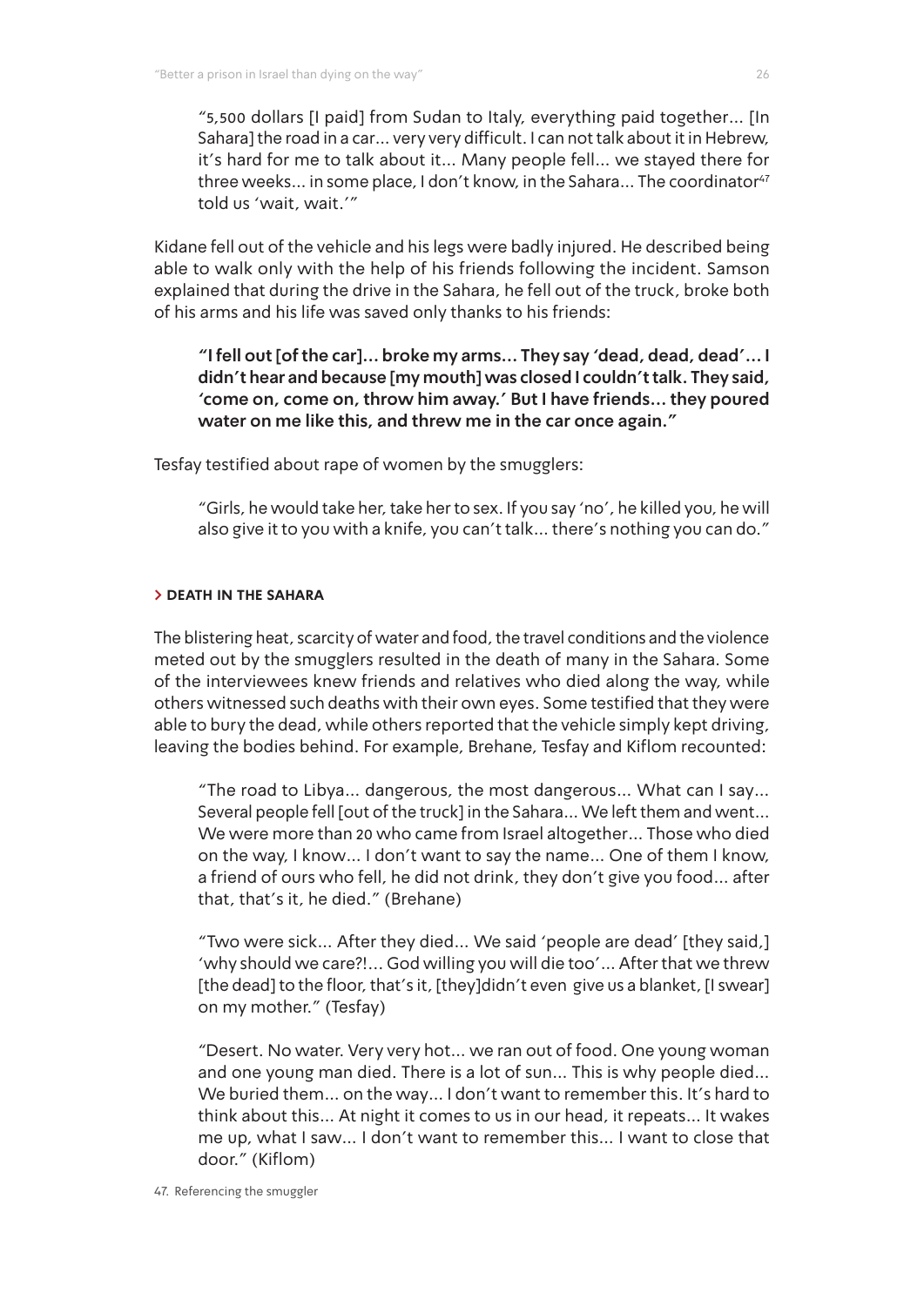> "5,500 dollars [I paid] from Sudan to Italy, everything paid together... [In Sahara] the road in a car... very very difficult. I can not talk about it in Hebrew, it's hard for me to talk about it... Many people fell... we stayed there for three weeks... in some place, I don't know, in the Sahara... The coordinator[47] told us 'wait, wait.'"

Kidane fell out of the vehicle and his legs were badly injured. He described being able to walk only with the help of his friends following the incident. Samson explained that during the drive in the Sahara, he fell out of the truck, broke both of his arms and his life was saved only thanks to his friends:

> **"I fell out [of the car]... broke my arms... They say 'dead, dead, dead'... I didn't hear and because [my mouth] was closed I couldn't talk. They said, 'come on, come on, throw him away.' But I have friends... they poured water on me like this, and threw me in the car once again."**

Tesfay testified about rape of women by the smugglers:

> "Girls, he would take her, take her to sex. If you say 'no', he killed you, he will also give it to you with a knife, you can't talk... there's nothing you can do."

### > DEATH IN THE SAHARA

The blistering heat, scarcity of water and food, the travel conditions and the violence meted out by the smugglers resulted in the death of many in the Sahara. Some of the interviewees knew friends and relatives who died along the way, while others witnessed such deaths with their own eyes. Some testified that they were able to bury the dead, while others reported that the vehicle simply kept driving, leaving the bodies behind. For example, Brehane, Tesfay and Kiflom recounted:

> "The road to Libya... dangerous, the most dangerous... What can I say... Several people fell [out of the truck] in the Sahara... We left them and went... We were more than 20 who came from Israel altogether... Those who died on the way, I know... I don't want to say the name... One of them I know, a friend of ours who fell, he did not drink, they don't give you food... after that, that's it, he died." (Brehane)

> "Two were sick... After they died... We said 'people are dead' [they said,] 'why should we care?!... God willing you will die too'... After that we threw [the dead] to the floor, that's it, [they]didn't even give us a blanket, [I swear] on my mother." (Tesfay)

> "Desert. No water. Very very hot... we ran out of food. One young woman and one young man died. There is a lot of sun... This is why people died... We buried them... on the way... I don't want to remember this. It's hard to think about this... At night it comes to us in our head, it repeats... It wakes me up, what I saw... I don't want to remember this... I want to close that door." (Kiflom)

47. Referencing the smuggler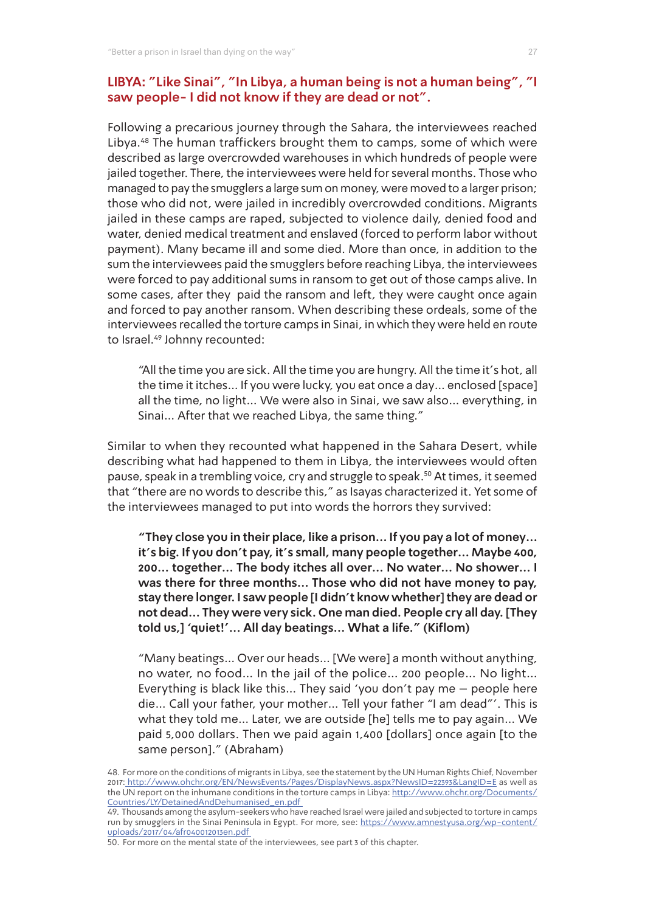## LIBYA: "Like Sinai", "In Libya, a human being is not a human being", "I saw people- I did not know if they are dead or not".

Following a precarious journey through the Sahara, the interviewees reached Libya.[48] The human traffickers brought them to camps, some of which were described as large overcrowded warehouses in which hundreds of people were jailed together. There, the interviewees were held for several months. Those who managed to pay the smugglers a large sum on money, were moved to a larger prison; those who did not, were jailed in incredibly overcrowded conditions. Migrants jailed in these camps are raped, subjected to violence daily, denied food and water, denied medical treatment and enslaved (forced to perform labor without payment). Many became ill and some died. More than once, in addition to the sum the interviewees paid the smugglers before reaching Libya, the interviewees were forced to pay additional sums in ransom to get out of those camps alive. In some cases, after they paid the ransom and left, they were caught once again and forced to pay another ransom. When describing these ordeals, some of the interviewees recalled the torture camps in Sinai, in which they were held en route to Israel.[49] Johnny recounted:

> "All the time you are sick. All the time you are hungry. All the time it's hot, all the time it itches... If you were lucky, you eat once a day... enclosed [space] all the time, no light... We were also in Sinai, we saw also... everything, in Sinai... After that we reached Libya, the same thing."

Similar to when they recounted what happened in the Sahara Desert, while describing what had happened to them in Libya, the interviewees would often pause, speak in a trembling voice, cry and struggle to speak.[50] At times, it seemed that "there are no words to describe this," as Isayas characterized it. Yet some of the interviewees managed to put into words the horrors they survived:

> **"They close you in their place, like a prison... If you pay a lot of money... it's big. If you don't pay, it's small, many people together... Maybe 400, 200... together... The body itches all over... No water... No shower... I was there for three months... Those who did not have money to pay, stay there longer. I saw people [I didn't know whether] they are dead or not dead... They were very sick. One man died. People cry all day. [They told us,] 'quiet!'... All day beatings... What a life." (Kiflom)**

> "Many beatings... Over our heads... [We were] a month without anything, no water, no food... In the jail of the police... 200 people... No light... Everything is black like this... They said 'you don't pay me – people here die... Call your father, your mother... Tell your father "I am dead"'. This is what they told me... Later, we are outside [he] tells me to pay again... We paid 5,000 dollars. Then we paid again 1,400 [dollars] once again [to the same person]." (Abraham)

48. For more on the conditions of migrants in Libya, see the statement by the UN Human Rights Chief, November 2017: http://www.ohchr.org/EN/NewsEvents/Pages/DisplayNews.aspx?NewsID=22393&LangID=E as well as the UN report on the inhumane conditions in the torture camps in Libya: http://www.ohchr.org/Documents/Countries/LY/DetainedAndDehumanised_en.pdf

49. Thousands among the asylum-seekers who have reached Israel were jailed and subjected to torture in camps run by smugglers in the Sinai Peninsula in Egypt. For more, see: https://www.amnestyusa.org/wp-content/uploads/2017/04/afr040012013en.pdf

50. For more on the mental state of the interviewees, see part 3 of this chapter.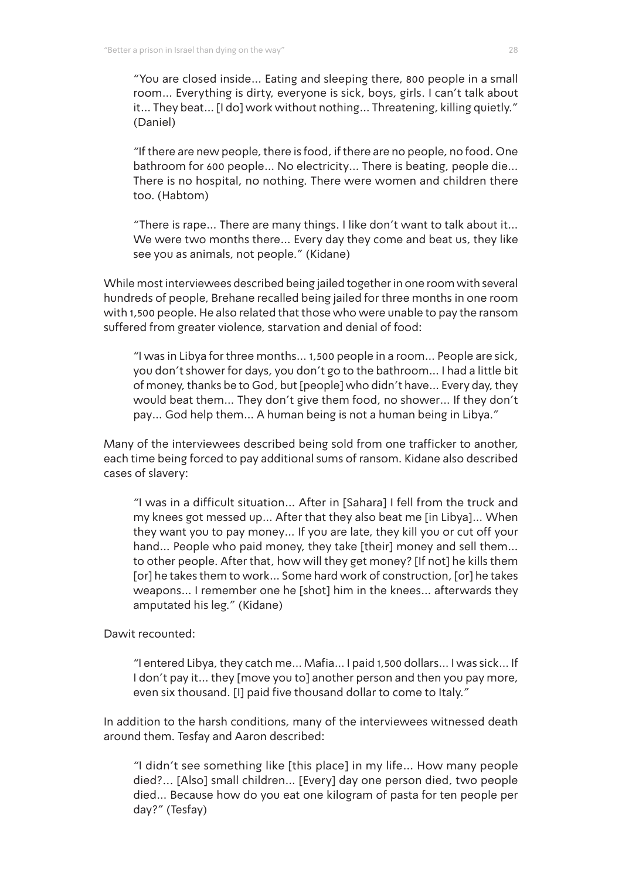> "You are closed inside... Eating and sleeping there, 800 people in a small room... Everything is dirty, everyone is sick, boys, girls. I can't talk about it... They beat... [I do] work without nothing... Threatening, killing quietly." (Daniel)

> "If there are new people, there is food, if there are no people, no food. One bathroom for 600 people... No electricity... There is beating, people die... There is no hospital, no nothing. There were women and children there too. (Habtom)

> "There is rape... There are many things. I like don't want to talk about it... We were two months there... Every day they come and beat us, they like see you as animals, not people." (Kidane)

While most interviewees described being jailed together in one room with several hundreds of people, Brehane recalled being jailed for three months in one room with 1,500 people. He also related that those who were unable to pay the ransom suffered from greater violence, starvation and denial of food:

> "I was in Libya for three months... 1,500 people in a room... People are sick, you don't shower for days, you don't go to the bathroom... I had a little bit of money, thanks be to God, but [people] who didn't have... Every day, they would beat them... They don't give them food, no shower... If they don't pay... God help them... A human being is not a human being in Libya."

Many of the interviewees described being sold from one trafficker to another, each time being forced to pay additional sums of ransom. Kidane also described cases of slavery:

> "I was in a difficult situation... After in [Sahara] I fell from the truck and my knees got messed up... After that they also beat me [in Libya]... When they want you to pay money... If you are late, they kill you or cut off your hand... People who paid money, they take [their] money and sell them... to other people. After that, how will they get money? [If not] he kills them [or] he takes them to work... Some hard work of construction, [or] he takes weapons... I remember one he [shot] him in the knees... afterwards they amputated his leg." (Kidane)

Dawit recounted:

> "I entered Libya, they catch me... Mafia... I paid 1,500 dollars... I was sick... If I don't pay it... they [move you to] another person and then you pay more, even six thousand. [I] paid five thousand dollar to come to Italy."

In addition to the harsh conditions, many of the interviewees witnessed death around them. Tesfay and Aaron described:

> "I didn't see something like [this place] in my life... How many people died?... [Also] small children... [Every] day one person died, two people died... Because how do you eat one kilogram of pasta for ten people per day?" (Tesfay)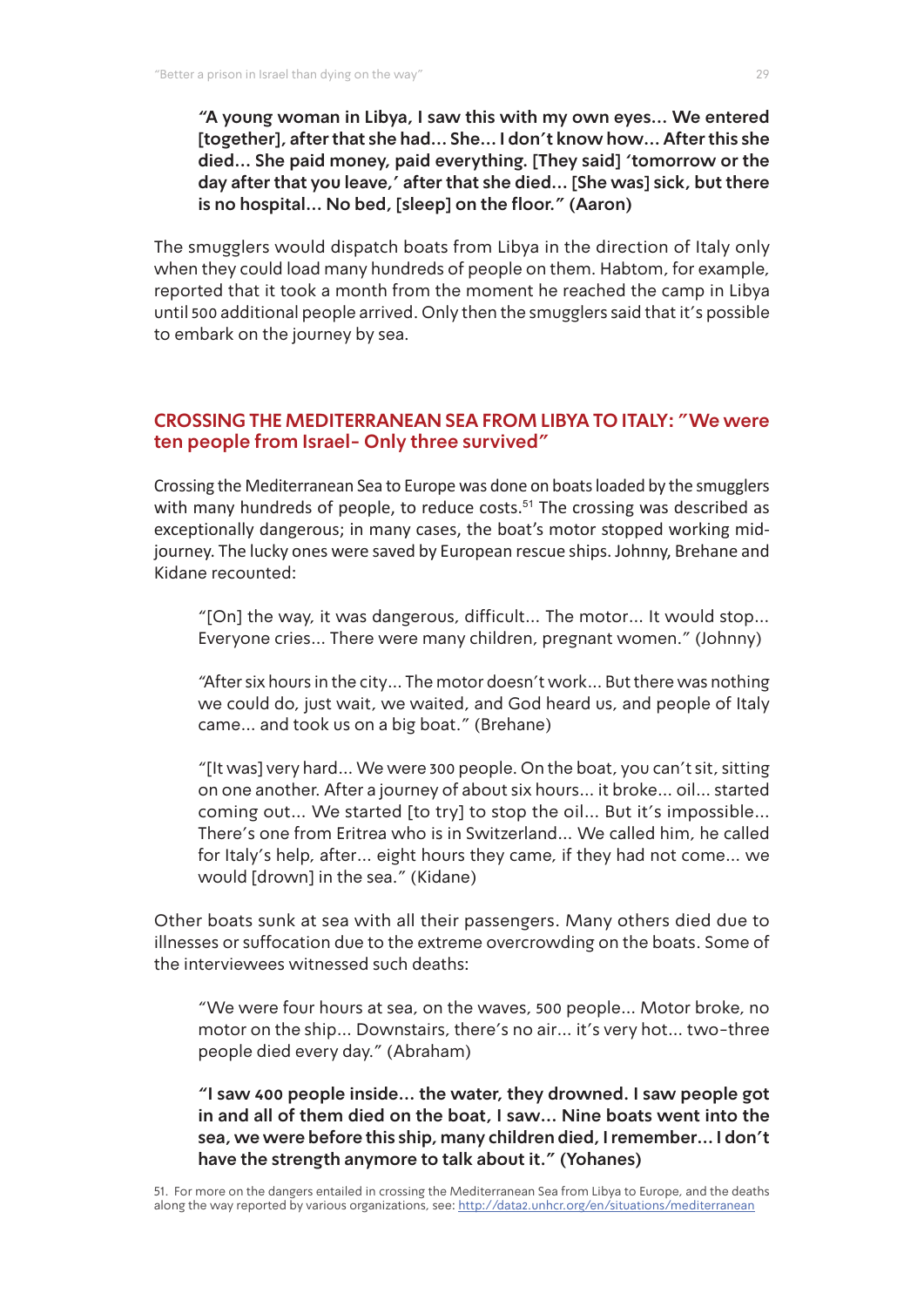**"A young woman in Libya, I saw this with my own eyes... We entered [together], after that she had... She... I don't know how... After this she died... She paid money, paid everything. [They said] 'tomorrow or the day after that you leave,' after that she died... [She was] sick, but there is no hospital... No bed, [sleep] on the floor." (Aaron)**

The smugglers would dispatch boats from Libya in the direction of Italy only when they could load many hundreds of people on them. Habtom, for example, reported that it took a month from the moment he reached the camp in Libya until 500 additional people arrived. Only then the smugglers said that it's possible to embark on the journey by sea.

## CROSSING THE MEDITERRANEAN SEA FROM LIBYA TO ITALY: "We were ten people from Israel- Only three survived"

Crossing the Mediterranean Sea to Europe was done on boats loaded by the smugglers with many hundreds of people, to reduce costs.[51] The crossing was described as exceptionally dangerous; in many cases, the boat's motor stopped working mid-journey. The lucky ones were saved by European rescue ships. Johnny, Brehane and Kidane recounted:

> "[On] the way, it was dangerous, difficult... The motor... It would stop... Everyone cries... There were many children, pregnant women." (Johnny)

> "After six hours in the city... The motor doesn't work... But there was nothing we could do, just wait, we waited, and God heard us, and people of Italy came... and took us on a big boat." (Brehane)

> "[It was] very hard... We were 300 people. On the boat, you can't sit, sitting on one another. After a journey of about six hours... it broke... oil... started coming out... We started [to try] to stop the oil... But it's impossible... There's one from Eritrea who is in Switzerland... We called him, he called for Italy's help, after... eight hours they came, if they had not come... we would [drown] in the sea." (Kidane)

Other boats sunk at sea with all their passengers. Many others died due to illnesses or suffocation due to the extreme overcrowding on the boats. Some of the interviewees witnessed such deaths:

> "We were four hours at sea, on the waves, 500 people... Motor broke, no motor on the ship... Downstairs, there's no air... it's very hot... two-three people died every day." (Abraham)

> **"I saw 400 people inside... the water, they drowned. I saw people got in and all of them died on the boat, I saw... Nine boats went into the sea, we were before this ship, many children died, I remember... I don't have the strength anymore to talk about it." (Yohanes)**

51. For more on the dangers entailed in crossing the Mediterranean Sea from Libya to Europe, and the deaths along the way reported by various organizations, see: http://data2.unhcr.org/en/situations/mediterranean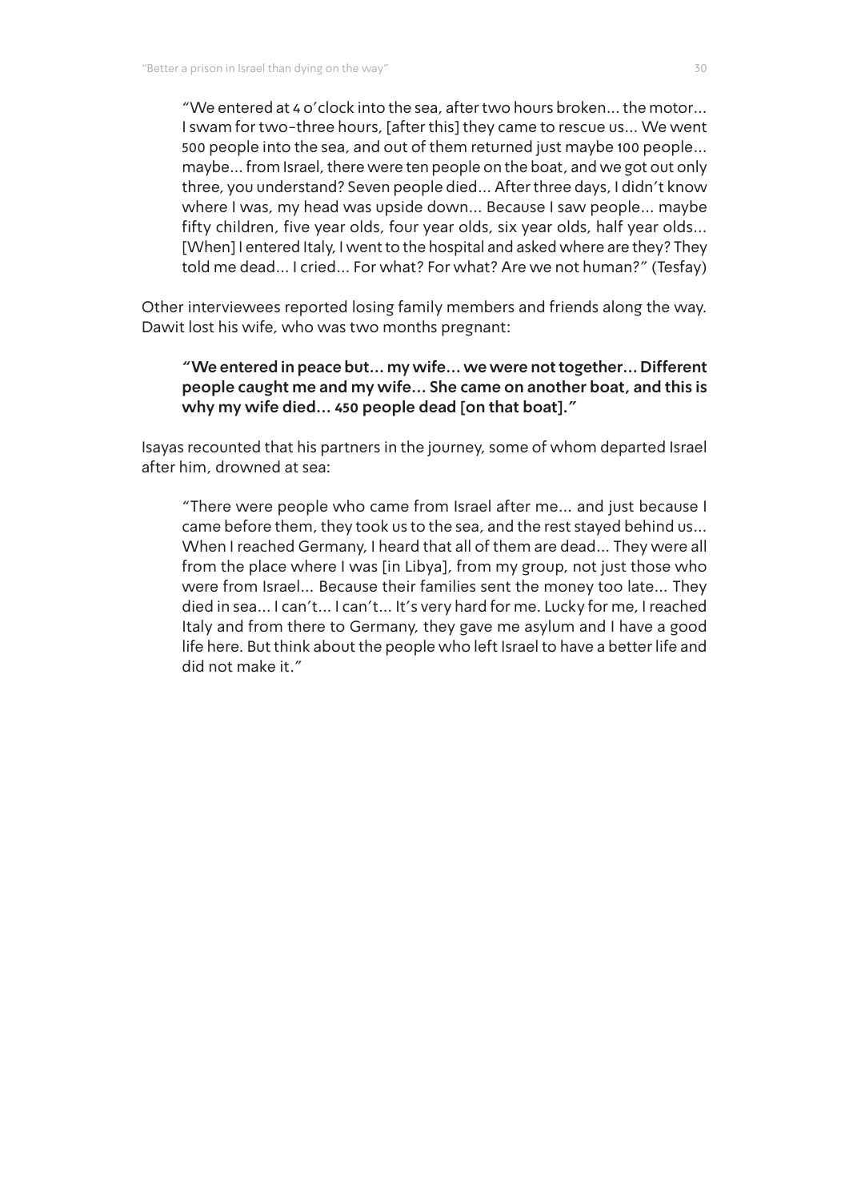> "We entered at 4 o'clock into the sea, after two hours broken... the motor... I swam for two-three hours, [after this] they came to rescue us... We went 500 people into the sea, and out of them returned just maybe 100 people... maybe... from Israel, there were ten people on the boat, and we got out only three, you understand? Seven people died... After three days, I didn't know where I was, my head was upside down... Because I saw people... maybe fifty children, five year olds, four year olds, six year olds, half year olds... [When] I entered Italy, I went to the hospital and asked where are they? They told me dead... I cried... For what? For what? Are we not human?" (Tesfay)

Other interviewees reported losing family members and friends along the way. Dawit lost his wife, who was two months pregnant:

> **"We entered in peace but... my wife... we were not together... Different people caught me and my wife... She came on another boat, and this is why my wife died... 450 people dead [on that boat]."**

Isayas recounted that his partners in the journey, some of whom departed Israel after him, drowned at sea:

> "There were people who came from Israel after me... and just because I came before them, they took us to the sea, and the rest stayed behind us... When I reached Germany, I heard that all of them are dead... They were all from the place where I was [in Libya], from my group, not just those who were from Israel... Because their families sent the money too late... They died in sea... I can't... I can't... It's very hard for me. Lucky for me, I reached Italy and from there to Germany, they gave me asylum and I have a good life here. But think about the people who left Israel to have a better life and did not make it."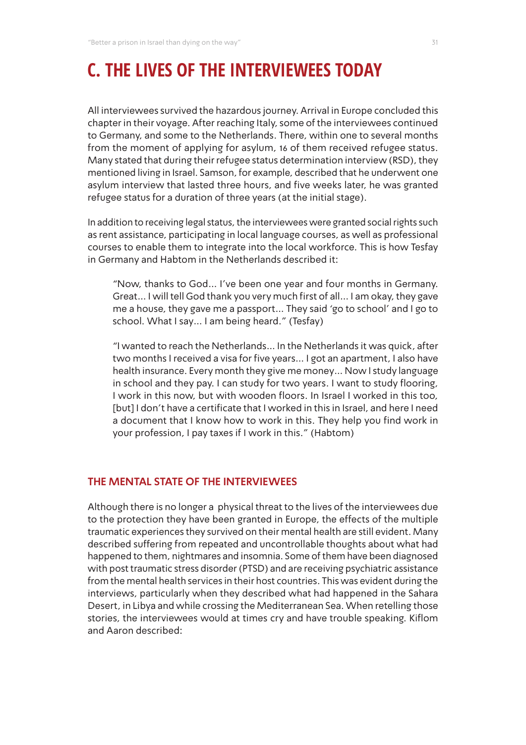# C. THE LIVES OF THE INTERVIEWEES TODAY

All interviewees survived the hazardous journey. Arrival in Europe concluded this chapter in their voyage. After reaching Italy, some of the interviewees continued to Germany, and some to the Netherlands. There, within one to several months from the moment of applying for asylum, 16 of them received refugee status. Many stated that during their refugee status determination interview (RSD), they mentioned living in Israel. Samson, for example, described that he underwent one asylum interview that lasted three hours, and five weeks later, he was granted refugee status for a duration of three years (at the initial stage).

In addition to receiving legal status, the interviewees were granted social rights such as rent assistance, participating in local language courses, as well as professional courses to enable them to integrate into the local workforce. This is how Tesfay in Germany and Habtom in the Netherlands described it:

> "Now, thanks to God... I've been one year and four months in Germany. Great... I will tell God thank you very much first of all... I am okay, they gave me a house, they gave me a passport... They said 'go to school' and I go to school. What I say... I am being heard." (Tesfay)

> "I wanted to reach the Netherlands... In the Netherlands it was quick, after two months I received a visa for five years... I got an apartment, I also have health insurance. Every month they give me money... Now I study language in school and they pay. I can study for two years. I want to study flooring, I work in this now, but with wooden floors. In Israel I worked in this too, [but] I don't have a certificate that I worked in this in Israel, and here I need a document that I know how to work in this. They help you find work in your profession, I pay taxes if I work in this." (Habtom)

## THE MENTAL STATE OF THE INTERVIEWEES

Although there is no longer a physical threat to the lives of the interviewees due to the protection they have been granted in Europe, the effects of the multiple traumatic experiences they survived on their mental health are still evident. Many described suffering from repeated and uncontrollable thoughts about what had happened to them, nightmares and insomnia. Some of them have been diagnosed with post traumatic stress disorder (PTSD) and are receiving psychiatric assistance from the mental health services in their host countries. This was evident during the interviews, particularly when they described what had happened in the Sahara Desert, in Libya and while crossing the Mediterranean Sea. When retelling those stories, the interviewees would at times cry and have trouble speaking. Kiflom and Aaron described: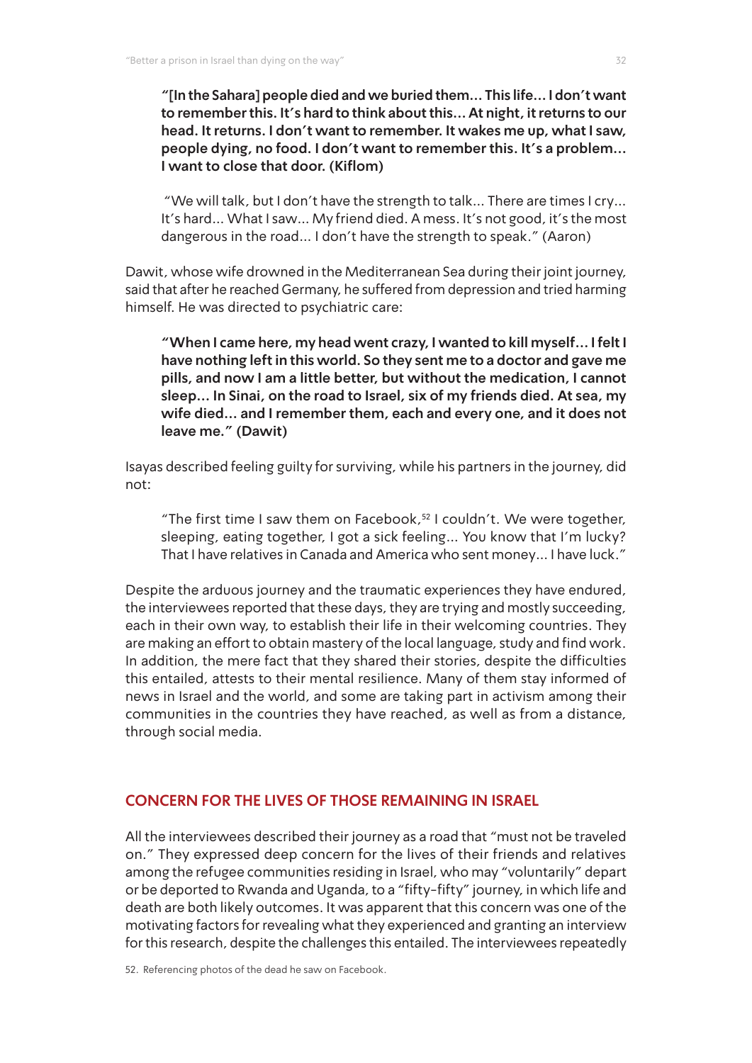**"[In the Sahara] people died and we buried them... This life... I don't want to remember this. It's hard to think about this... At night, it returns to our head. It returns. I don't want to remember. It wakes me up, what I saw, people dying, no food. I don't want to remember this. It's a problem... I want to close that door. (Kiflom)**

"We will talk, but I don't have the strength to talk... There are times I cry... It's hard... What I saw... My friend died. A mess. It's not good, it's the most dangerous in the road... I don't have the strength to speak." (Aaron)

Dawit, whose wife drowned in the Mediterranean Sea during their joint journey, said that after he reached Germany, he suffered from depression and tried harming himself. He was directed to psychiatric care:

**"When I came here, my head went crazy, I wanted to kill myself... I felt I have nothing left in this world. So they sent me to a doctor and gave me pills, and now I am a little better, but without the medication, I cannot sleep... In Sinai, on the road to Israel, six of my friends died. At sea, my wife died... and I remember them, each and every one, and it does not leave me." (Dawit)**

Isayas described feeling guilty for surviving, while his partners in the journey, did not:

"The first time I saw them on Facebook,[52] I couldn't. We were together, sleeping, eating together, I got a sick feeling... You know that I'm lucky? That I have relatives in Canada and America who sent money... I have luck."

Despite the arduous journey and the traumatic experiences they have endured, the interviewees reported that these days, they are trying and mostly succeeding, each in their own way, to establish their life in their welcoming countries. They are making an effort to obtain mastery of the local language, study and find work. In addition, the mere fact that they shared their stories, despite the difficulties this entailed, attests to their mental resilience. Many of them stay informed of news in Israel and the world, and some are taking part in activism among their communities in the countries they have reached, as well as from a distance, through social media.

## CONCERN FOR THE LIVES OF THOSE REMAINING IN ISRAEL

All the interviewees described their journey as a road that "must not be traveled on." They expressed deep concern for the lives of their friends and relatives among the refugee communities residing in Israel, who may "voluntarily" depart or be deported to Rwanda and Uganda, to a "fifty-fifty" journey, in which life and death are both likely outcomes. It was apparent that this concern was one of the motivating factors for revealing what they experienced and granting an interview for this research, despite the challenges this entailed. The interviewees repeatedly

52. Referencing photos of the dead he saw on Facebook.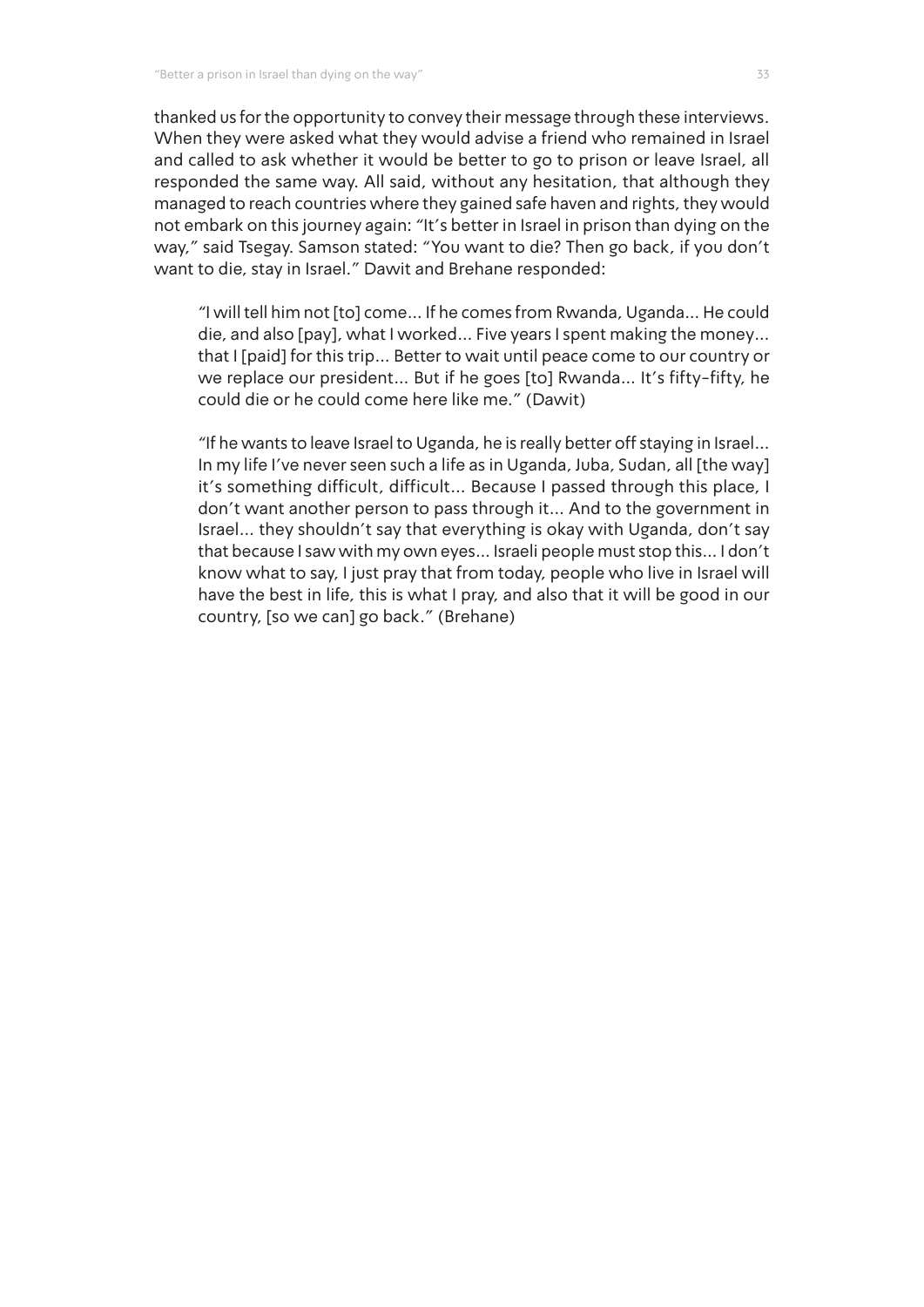thanked us for the opportunity to convey their message through these interviews. When they were asked what they would advise a friend who remained in Israel and called to ask whether it would be better to go to prison or leave Israel, all responded the same way. All said, without any hesitation, that although they managed to reach countries where they gained safe haven and rights, they would not embark on this journey again: "It's better in Israel in prison than dying on the way," said Tsegay. Samson stated: "You want to die? Then go back, if you don't want to die, stay in Israel." Dawit and Brehane responded:

> "I will tell him not [to] come... If he comes from Rwanda, Uganda... He could die, and also [pay], what I worked... Five years I spent making the money... that I [paid] for this trip... Better to wait until peace come to our country or we replace our president... But if he goes [to] Rwanda... It's fifty-fifty, he could die or he could come here like me." (Dawit)

> "If he wants to leave Israel to Uganda, he is really better off staying in Israel... In my life I've never seen such a life as in Uganda, Juba, Sudan, all [the way] it's something difficult, difficult... Because I passed through this place, I don't want another person to pass through it... And to the government in Israel... they shouldn't say that everything is okay with Uganda, don't say that because I saw with my own eyes... Israeli people must stop this... I don't know what to say, I just pray that from today, people who live in Israel will have the best in life, this is what I pray, and also that it will be good in our country, [so we can] go back." (Brehane)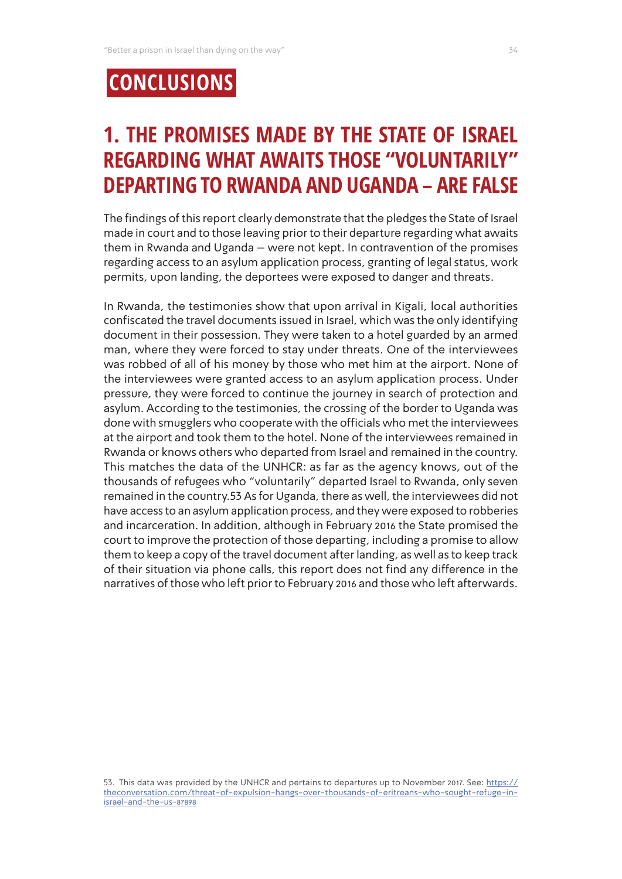# CONCLUSIONS

## 1. THE PROMISES MADE BY THE STATE OF ISRAEL REGARDING WHAT AWAITS THOSE "VOLUNTARILY" DEPARTING TO RWANDA AND UGANDA – ARE FALSE

The findings of this report clearly demonstrate that the pledges the State of Israel made in court and to those leaving prior to their departure regarding what awaits them in Rwanda and Uganda – were not kept. In contravention of the promises regarding access to an asylum application process, granting of legal status, work permits, upon landing, the deportees were exposed to danger and threats.

In Rwanda, the testimonies show that upon arrival in Kigali, local authorities confiscated the travel documents issued in Israel, which was the only identifying document in their possession. They were taken to a hotel guarded by an armed man, where they were forced to stay under threats. One of the interviewees was robbed of all of his money by those who met him at the airport. None of the interviewees were granted access to an asylum application process. Under pressure, they were forced to continue the journey in search of protection and asylum. According to the testimonies, the crossing of the border to Uganda was done with smugglers who cooperate with the officials who met the interviewees at the airport and took them to the hotel. None of the interviewees remained in Rwanda or knows others who departed from Israel and remained in the country. This matches the data of the UNHCR: as far as the agency knows, out of the thousands of refugees who "voluntarily" departed Israel to Rwanda, only seven remained in the country.[53] As for Uganda, there as well, the interviewees did not have access to an asylum application process, and they were exposed to robberies and incarceration. In addition, although in February 2016 the State promised the court to improve the protection of those departing, including a promise to allow them to keep a copy of the travel document after landing, as well as to keep track of their situation via phone calls, this report does not find any difference in the narratives of those who left prior to February 2016 and those who left afterwards.

53. This data was provided by the UNHCR and pertains to departures up to November 2017. See: https://theconversation.com/threat-of-expulsion-hangs-over-thousands-of-eritreans-who-sought-refuge-in-israel-and-the-us-87898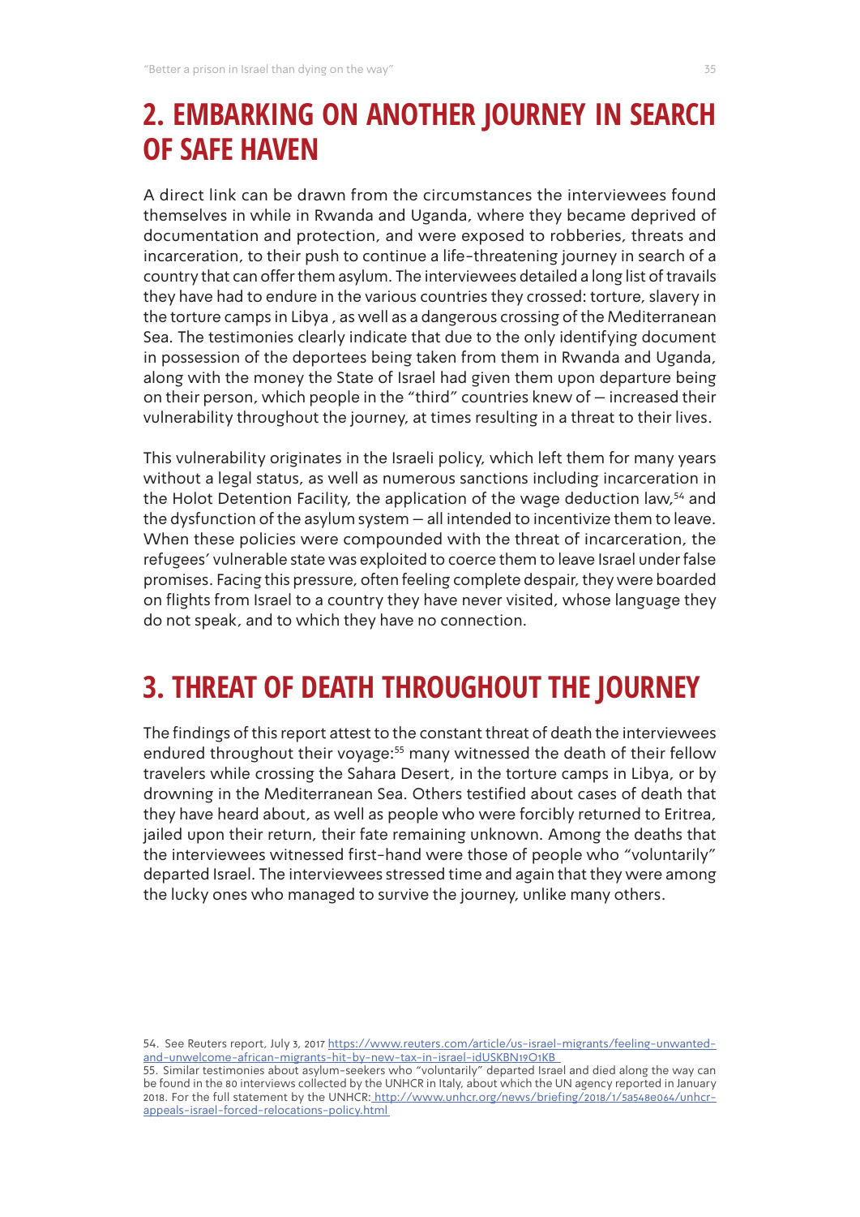## 2. EMBARKING ON ANOTHER JOURNEY IN SEARCH OF SAFE HAVEN

A direct link can be drawn from the circumstances the interviewees found themselves in while in Rwanda and Uganda, where they became deprived of documentation and protection, and were exposed to robberies, threats and incarceration, to their push to continue a life-threatening journey in search of a country that can offer them asylum. The interviewees detailed a long list of travails they have had to endure in the various countries they crossed: torture, slavery in the torture camps in Libya , as well as a dangerous crossing of the Mediterranean Sea. The testimonies clearly indicate that due to the only identifying document in possession of the deportees being taken from them in Rwanda and Uganda, along with the money the State of Israel had given them upon departure being on their person, which people in the "third" countries knew of – increased their vulnerability throughout the journey, at times resulting in a threat to their lives.

This vulnerability originates in the Israeli policy, which left them for many years without a legal status, as well as numerous sanctions including incarceration in the Holot Detention Facility, the application of the wage deduction law,[54] and the dysfunction of the asylum system – all intended to incentivize them to leave. When these policies were compounded with the threat of incarceration, the refugees' vulnerable state was exploited to coerce them to leave Israel under false promises. Facing this pressure, often feeling complete despair, they were boarded on flights from Israel to a country they have never visited, whose language they do not speak, and to which they have no connection.

## 3. THREAT OF DEATH THROUGHOUT THE JOURNEY

The findings of this report attest to the constant threat of death the interviewees endured throughout their voyage:[55] many witnessed the death of their fellow travelers while crossing the Sahara Desert, in the torture camps in Libya, or by drowning in the Mediterranean Sea. Others testified about cases of death that they have heard about, as well as people who were forcibly returned to Eritrea, jailed upon their return, their fate remaining unknown. Among the deaths that the interviewees witnessed first-hand were those of people who "voluntarily" departed Israel. The interviewees stressed time and again that they were among the lucky ones who managed to survive the journey, unlike many others.

54. See Reuters report, July 3, 2017 https://www.reuters.com/article/us-israel-migrants/feeling-unwanted-and-unwelcome-african-migrants-hit-by-new-tax-in-israel-idUSKBN19O1KB

55. Similar testimonies about asylum-seekers who "voluntarily" departed Israel and died along the way can be found in the 80 interviews collected by the UNHCR in Italy, about which the UN agency reported in January 2018. For the full statement by the UNHCR: http://www.unhcr.org/news/briefing/2018/1/5a548e064/unhcr-appeals-israel-forced-relocations-policy.html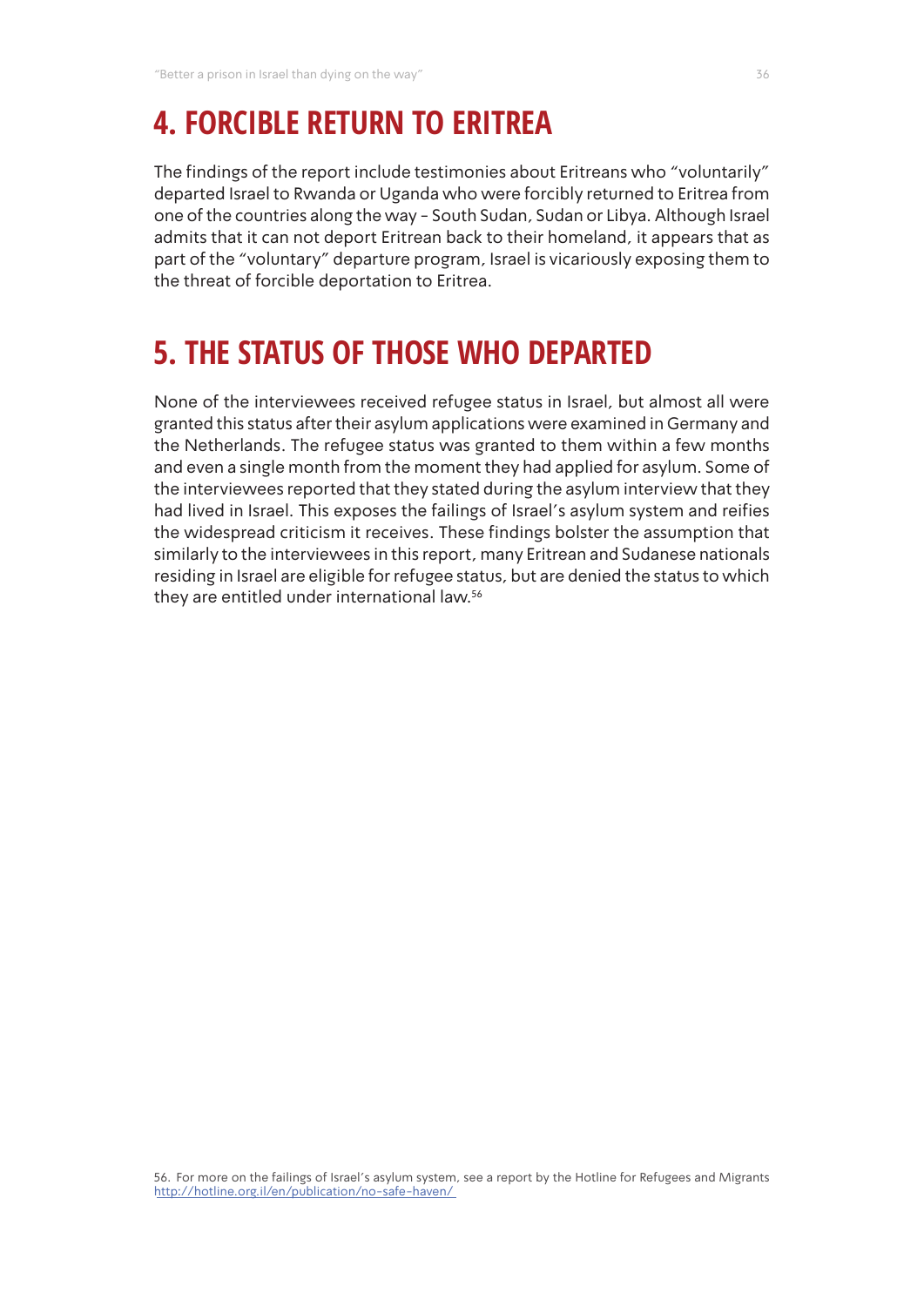## 4. FORCIBLE RETURN TO ERITREA

The findings of the report include testimonies about Eritreans who "voluntarily" departed Israel to Rwanda or Uganda who were forcibly returned to Eritrea from one of the countries along the way - South Sudan, Sudan or Libya. Although Israel admits that it can not deport Eritrean back to their homeland, it appears that as part of the "voluntary" departure program, Israel is vicariously exposing them to the threat of forcible deportation to Eritrea.

## 5. THE STATUS OF THOSE WHO DEPARTED

None of the interviewees received refugee status in Israel, but almost all were granted this status after their asylum applications were examined in Germany and the Netherlands. The refugee status was granted to them within a few months and even a single month from the moment they had applied for asylum. Some of the interviewees reported that they stated during the asylum interview that they had lived in Israel. This exposes the failings of Israel's asylum system and reifies the widespread criticism it receives. These findings bolster the assumption that similarly to the interviewees in this report, many Eritrean and Sudanese nationals residing in Israel are eligible for refugee status, but are denied the status to which they are entitled under international law.[56]

56. For more on the failings of Israel's asylum system, see a report by the Hotline for Refugees and Migrants http://hotline.org.il/en/publication/no-safe-haven/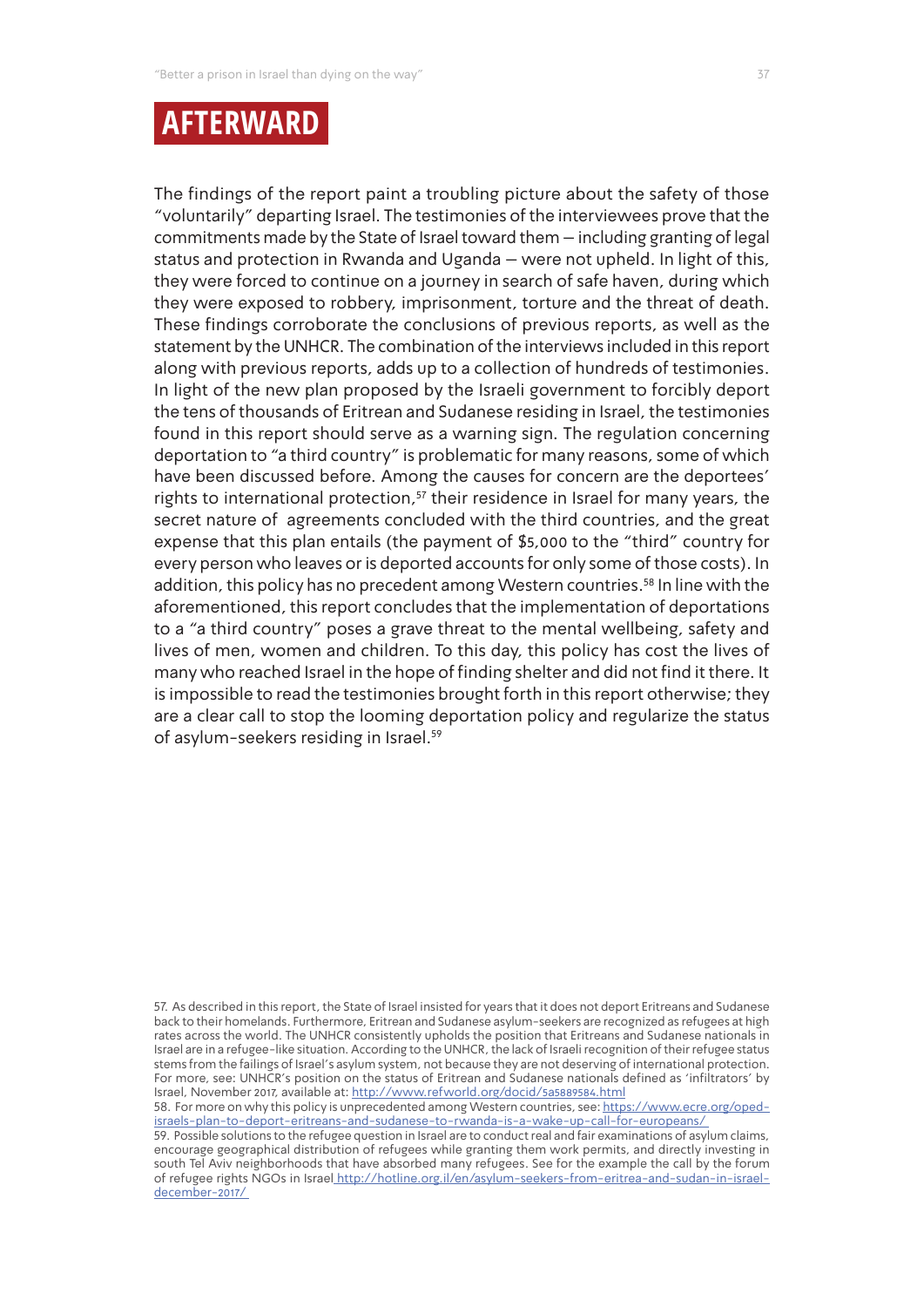# AFTERWARD

The findings of the report paint a troubling picture about the safety of those "voluntarily" departing Israel. The testimonies of the interviewees prove that the commitments made by the State of Israel toward them – including granting of legal status and protection in Rwanda and Uganda – were not upheld. In light of this, they were forced to continue on a journey in search of safe haven, during which they were exposed to robbery, imprisonment, torture and the threat of death. These findings corroborate the conclusions of previous reports, as well as the statement by the UNHCR. The combination of the interviews included in this report along with previous reports, adds up to a collection of hundreds of testimonies. In light of the new plan proposed by the Israeli government to forcibly deport the tens of thousands of Eritrean and Sudanese residing in Israel, the testimonies found in this report should serve as a warning sign. The regulation concerning deportation to "a third country" is problematic for many reasons, some of which have been discussed before. Among the causes for concern are the deportees' rights to international protection,[57] their residence in Israel for many years, the secret nature of agreements concluded with the third countries, and the great expense that this plan entails (the payment of $5,000 to the "third" country for every person who leaves or is deported accounts for only some of those costs). In addition, this policy has no precedent among Western countries.[58] In line with the aforementioned, this report concludes that the implementation of deportations to a "a third country" poses a grave threat to the mental wellbeing, safety and lives of men, women and children. To this day, this policy has cost the lives of many who reached Israel in the hope of finding shelter and did not find it there. It is impossible to read the testimonies brought forth in this report otherwise; they are a clear call to stop the looming deportation policy and regularize the status of asylum-seekers residing in Israel.[59]

57. As described in this report, the State of Israel insisted for years that it does not deport Eritreans and Sudanese back to their homelands. Furthermore, Eritrean and Sudanese asylum-seekers are recognized as refugees at high rates across the world. The UNHCR consistently upholds the position that Eritreans and Sudanese nationals in Israel are in a refugee-like situation. According to the UNHCR, the lack of Israeli recognition of their refugee status stems from the failings of Israel's asylum system, not because they are not deserving of international protection. For more, see: UNHCR's position on the status of Eritrean and Sudanese nationals defined as 'infiltrators' by Israel, November 2017, available at: http://www.refworld.org/docid/5a5889584.html

58. For more on why this policy is unprecedented among Western countries, see: https://www.ecre.org/oped-israels-plan-to-deport-eritreans-and-sudanese-to-rwanda-is-a-wake-up-call-for-europeans/

59. Possible solutions to the refugee question in Israel are to conduct real and fair examinations of asylum claims, encourage geographical distribution of refugees while granting them work permits, and directly investing in south Tel Aviv neighborhoods that have absorbed many refugees. See for the example the call by the forum of refugee rights NGOs in Israel http://hotline.org.il/en/asylum-seekers-from-eritrea-and-sudan-in-israel-december-2017/